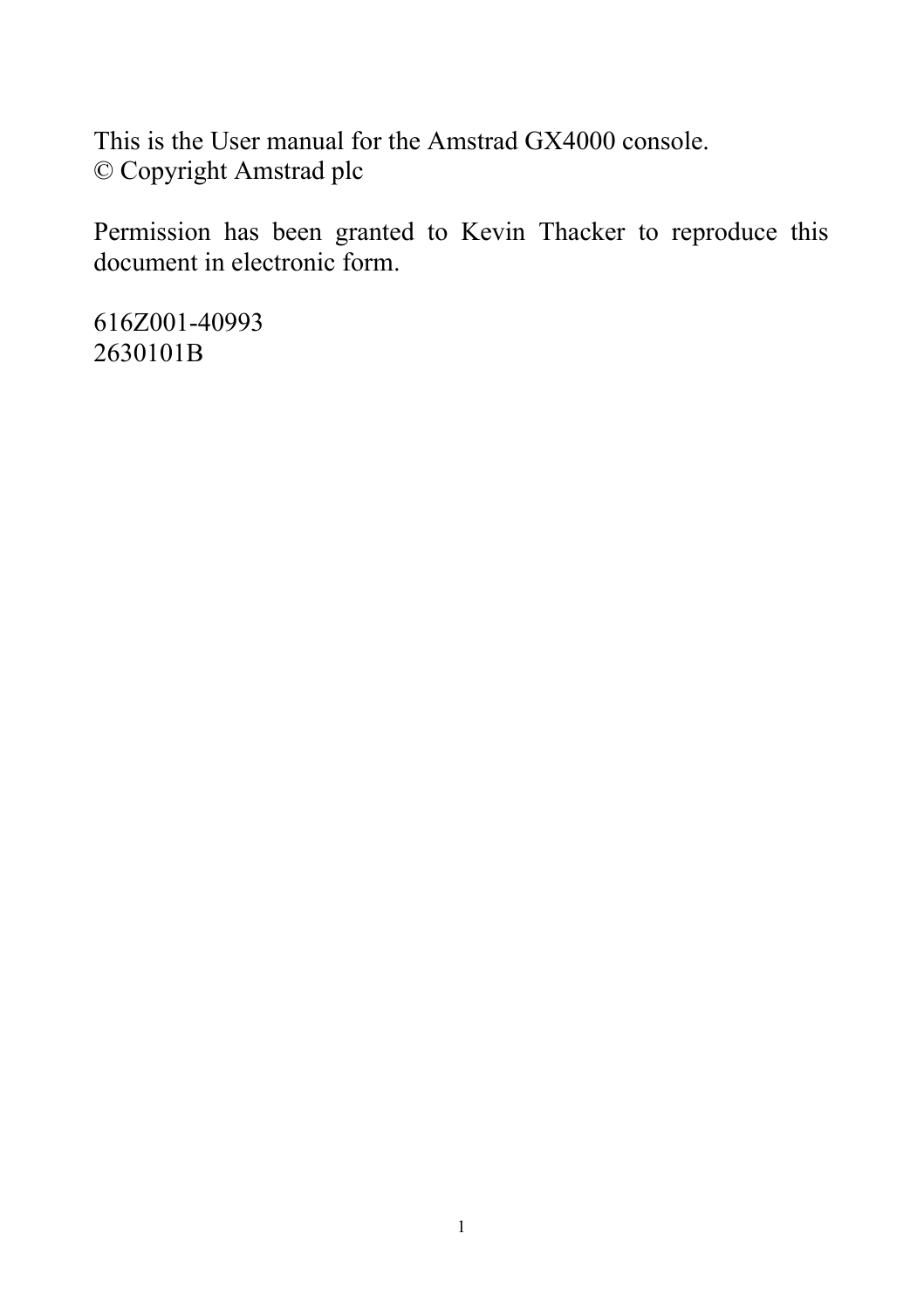This is the User manual for the Amstrad GX4000 console.
© Copyright Amstrad plc

Permission has been granted to Kevin Thacker to reproduce this document in electronic form.

616Z001-40993
2630101B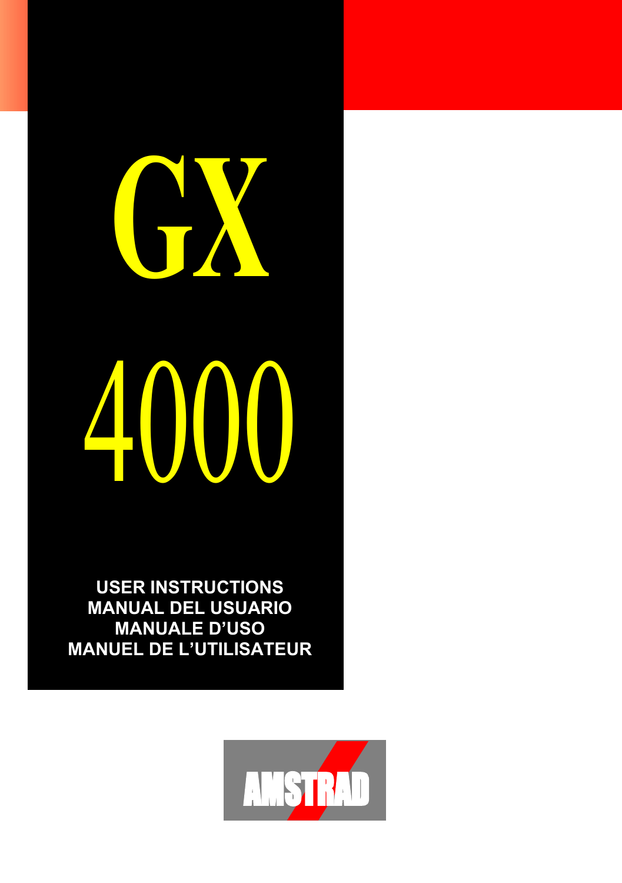# GX 4000

**USER INSTRUCTIONS**
**MANUAL DEL USUARIO**
**MANUALE D'USO**
**MANUEL DE L'UTILISATEUR**

AMSTRAD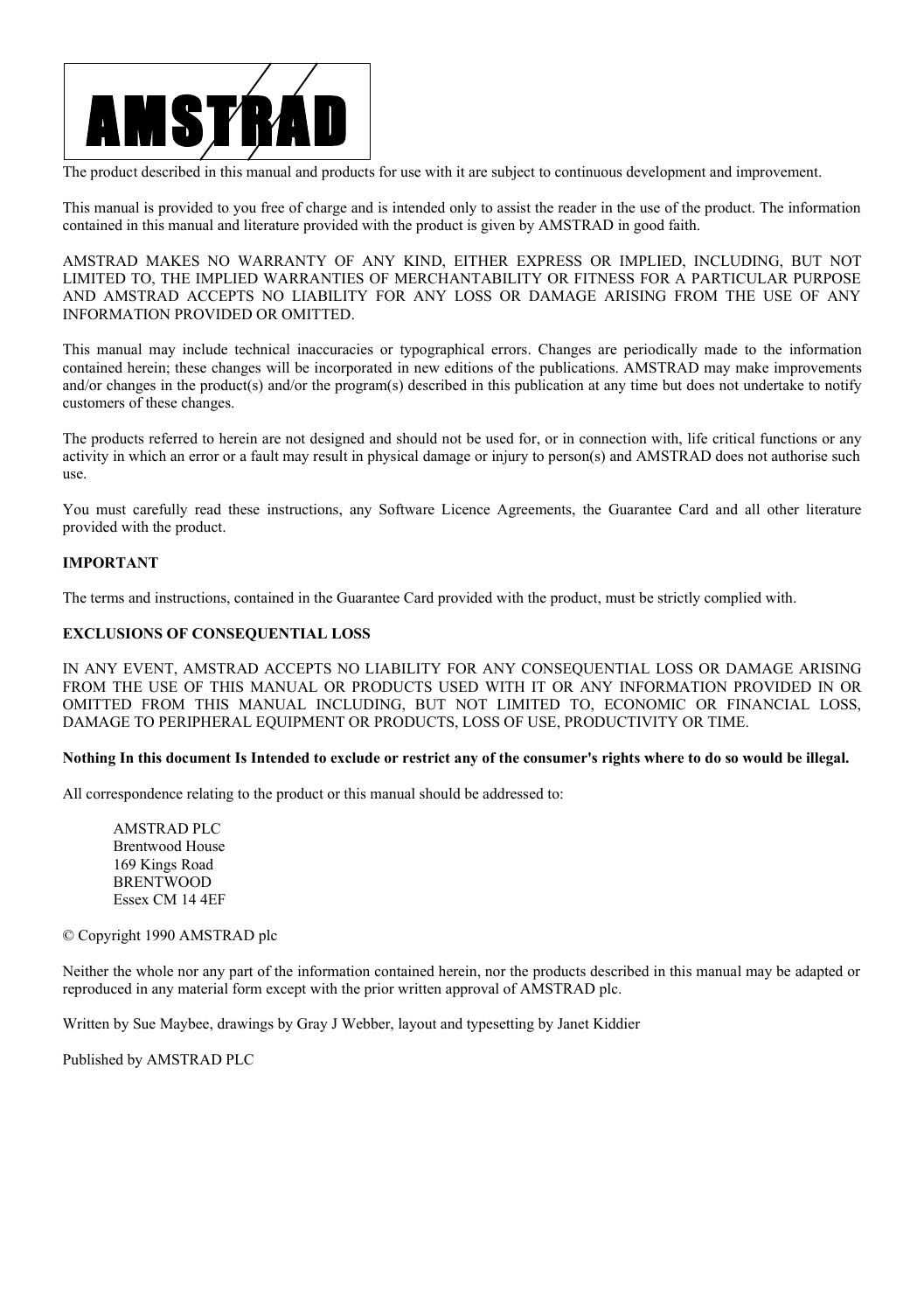# AMSTRAD

The product described in this manual and products for use with it are subject to continuous development and improvement.

This manual is provided to you free of charge and is intended only to assist the reader in the use of the product. The information contained in this manual and literature provided with the product is given by AMSTRAD in good faith.

AMSTRAD MAKES NO WARRANTY OF ANY KIND, EITHER EXPRESS OR IMPLIED, INCLUDING, BUT NOT LIMITED TO, THE IMPLIED WARRANTIES OF MERCHANTABILITY OR FITNESS FOR A PARTICULAR PURPOSE AND AMSTRAD ACCEPTS NO LIABILITY FOR ANY LOSS OR DAMAGE ARISING FROM THE USE OF ANY INFORMATION PROVIDED OR OMITTED.

This manual may include technical inaccuracies or typographical errors. Changes are periodically made to the information contained herein; these changes will be incorporated in new editions of the publications. AMSTRAD may make improvements and/or changes in the product(s) and/or the program(s) described in this publication at any time but does not undertake to notify customers of these changes.

The products referred to herein are not designed and should not be used for, or in connection with, life critical functions or any activity in which an error or a fault may result in physical damage or injury to person(s) and AMSTRAD does not authorise such use.

You must carefully read these instructions, any Software Licence Agreements, the Guarantee Card and all other literature provided with the product.

**IMPORTANT**

The terms and instructions, contained in the Guarantee Card provided with the product, must be strictly complied with.

**EXCLUSIONS OF CONSEQUENTIAL LOSS**

IN ANY EVENT, AMSTRAD ACCEPTS NO LIABILITY FOR ANY CONSEQUENTIAL LOSS OR DAMAGE ARISING FROM THE USE OF THIS MANUAL OR PRODUCTS USED WITH IT OR ANY INFORMATION PROVIDED IN OR OMITTED FROM THIS MANUAL INCLUDING, BUT NOT LIMITED TO, ECONOMIC OR FINANCIAL LOSS, DAMAGE TO PERIPHERAL EQUIPMENT OR PRODUCTS, LOSS OF USE, PRODUCTIVITY OR TIME.

**Nothing In this document Is Intended to exclude or restrict any of the consumer's rights where to do so would be illegal.**

All correspondence relating to the product or this manual should be addressed to:

AMSTRAD PLC
Brentwood House
169 Kings Road
BRENTWOOD
Essex CM 14 4EF

© Copyright 1990 AMSTRAD plc

Neither the whole nor any part of the information contained herein, nor the products described in this manual may be adapted or reproduced in any material form except with the prior written approval of AMSTRAD plc.

Written by Sue Maybee, drawings by Gray J Webber, layout and typesetting by Janet Kiddier

Published by AMSTRAD PLC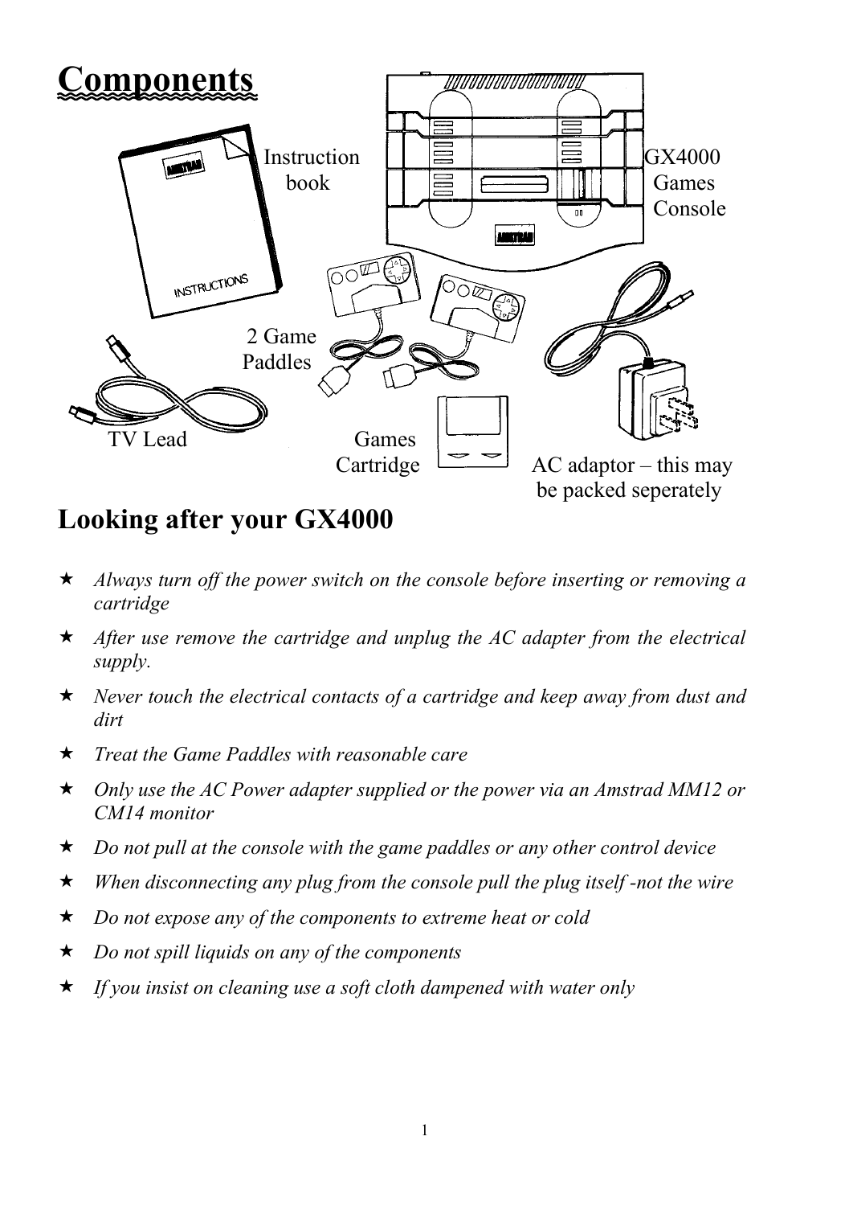# Components

Instruction book

GX4000 Games Console

2 Game Paddles

TV Lead

Games Cartridge

AC adaptor – this may be packed seperately

## Looking after your GX4000

- *Always turn off the power switch on the console before inserting or removing a cartridge*
- *After use remove the cartridge and unplug the AC adapter from the electrical supply.*
- *Never touch the electrical contacts of a cartridge and keep away from dust and dirt*
- *Treat the Game Paddles with reasonable care*
- *Only use the AC Power adapter supplied or the power via an Amstrad MM12 or CM14 monitor*
- *Do not pull at the console with the game paddles or any other control device*
- *When disconnecting any plug from the console pull the plug itself -not the wire*
- *Do not expose any of the components to extreme heat or cold*
- *Do not spill liquids on any of the components*
- *If you insist on cleaning use a soft cloth dampened with water only*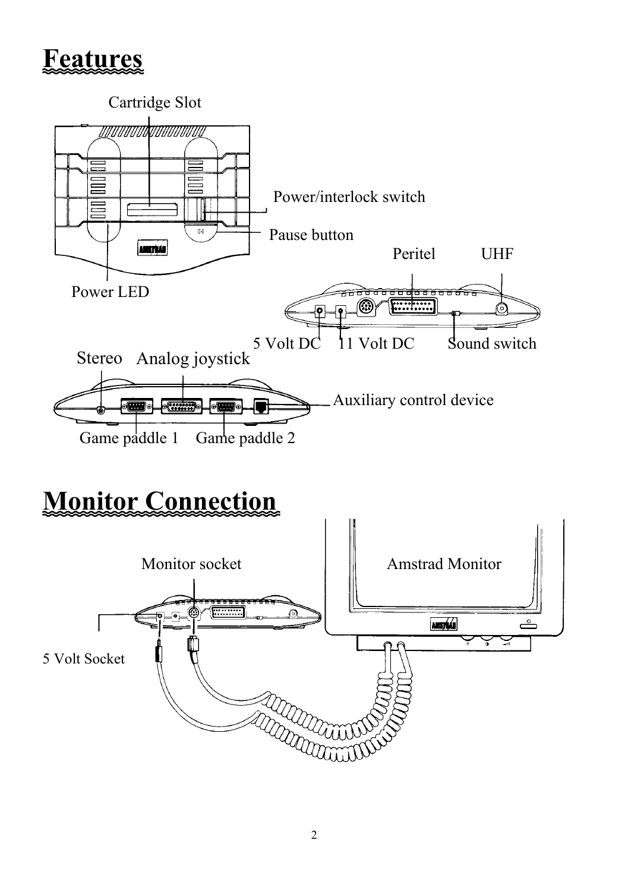# Features

Cartridge Slot

Power/interlock switch

Pause button

Power LED

Peritel

UHF

5 Volt DC

11 Volt DC

Sound switch

Stereo

Analog joystick

Auxiliary control device

Game paddle 1

Game paddle 2

# Monitor Connection

Monitor socket

Amstrad Monitor

5 Volt Socket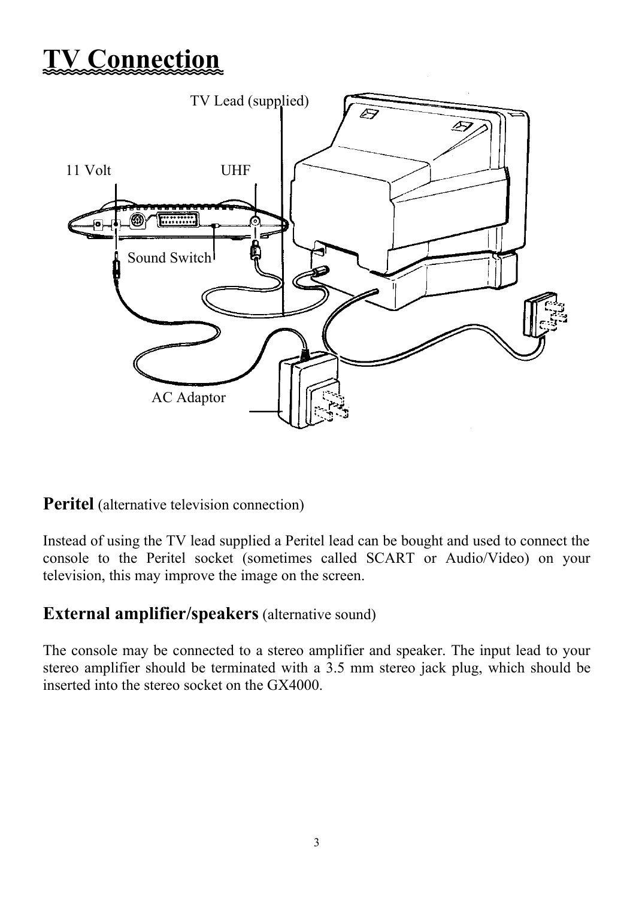# TV Connection

TV Lead (supplied)

11 Volt

UHF

Sound Switch

AC Adaptor

**Peritel** (alternative television connection)

Instead of using the TV lead supplied a Peritel lead can be bought and used to connect the console to the Peritel socket (sometimes called SCART or Audio/Video) on your television, this may improve the image on the screen.

**External amplifier/speakers** (alternative sound)

The console may be connected to a stereo amplifier and speaker. The input lead to your stereo amplifier should be terminated with a 3.5 mm stereo jack plug, which should be inserted into the stereo socket on the GX4000.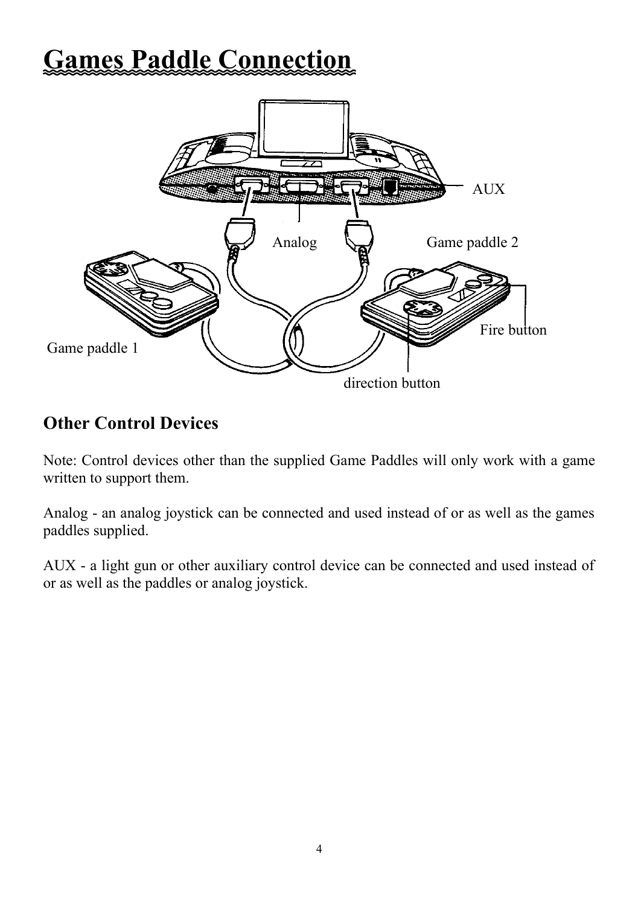# Games Paddle Connection

AUX

Analog

Game paddle 2

Fire button

Game paddle 1

direction button

## Other Control Devices

Note: Control devices other than the supplied Game Paddles will only work with a game written to support them.

Analog - an analog joystick can be connected and used instead of or as well as the games paddles supplied.

AUX - a light gun or other auxiliary control device can be connected and used instead of or as well as the paddles or analog joystick.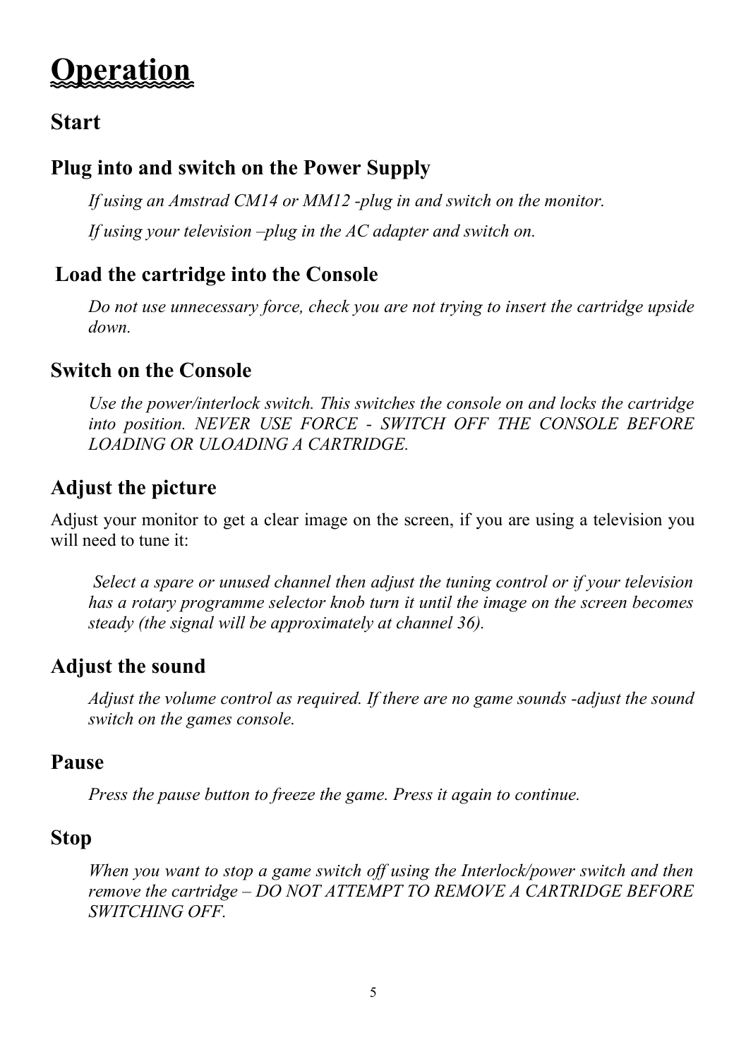# Operation

## Start

### Plug into and switch on the Power Supply

*If using an Amstrad CM14 or MM12 -plug in and switch on the monitor.*

*If using your television –plug in the AC adapter and switch on.*

### Load the cartridge into the Console

*Do not use unnecessary force, check you are not trying to insert the cartridge upside down.*

### Switch on the Console

*Use the power/interlock switch. This switches the console on and locks the cartridge into position. NEVER USE FORCE - SWITCH OFF THE CONSOLE BEFORE LOADING OR ULOADING A CARTRIDGE.*

### Adjust the picture

Adjust your monitor to get a clear image on the screen, if you are using a television you will need to tune it:

*Select a spare or unused channel then adjust the tuning control or if your television has a rotary programme selector knob turn it until the image on the screen becomes steady (the signal will be approximately at channel 36).*

### Adjust the sound

*Adjust the volume control as required. If there are no game sounds -adjust the sound switch on the games console.*

### Pause

*Press the pause button to freeze the game. Press it again to continue.*

### Stop

*When you want to stop a game switch off using the Interlock/power switch and then remove the cartridge – DO NOT ATTEMPT TO REMOVE A CARTRIDGE BEFORE SWITCHING OFF.*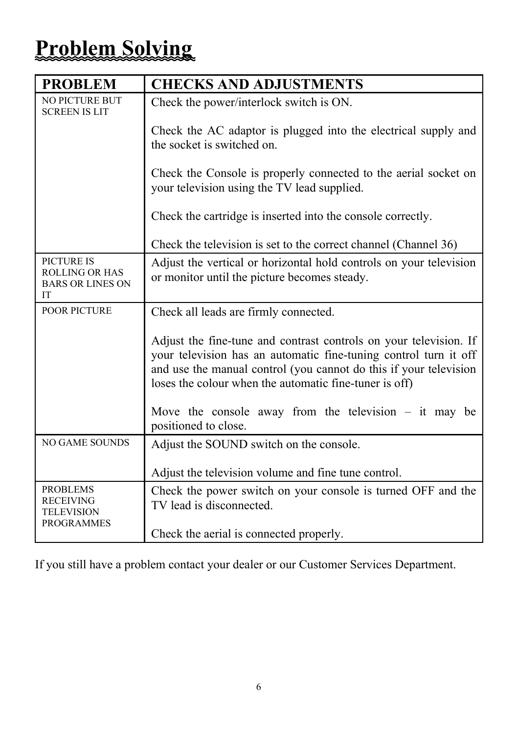# Problem Solving

| PROBLEM | CHECKS AND ADJUSTMENTS |
|---|---|
| NO PICTURE BUT SCREEN IS LIT | Check the power/interlock switch is ON.<br><br>Check the AC adaptor is plugged into the electrical supply and the socket is switched on.<br><br>Check the Console is properly connected to the aerial socket on your television using the TV lead supplied.<br><br>Check the cartridge is inserted into the console correctly.<br><br>Check the television is set to the correct channel (Channel 36) |
| PICTURE IS ROLLING OR HAS BARS OR LINES ON IT | Adjust the vertical or horizontal hold controls on your television or monitor until the picture becomes steady. |
| POOR PICTURE | Check all leads are firmly connected.<br><br>Adjust the fine-tune and contrast controls on your television. If your television has an automatic fine-tuning control turn it off and use the manual control (you cannot do this if your television loses the colour when the automatic fine-tuner is off)<br><br>Move the console away from the television – it may be positioned to close. |
| NO GAME SOUNDS | Adjust the SOUND switch on the console.<br><br>Adjust the television volume and fine tune control. |
| PROBLEMS RECEIVING TELEVISION PROGRAMMES | Check the power switch on your console is turned OFF and the TV lead is disconnected.<br><br>Check the aerial is connected properly. |

If you still have a problem contact your dealer or our Customer Services Department.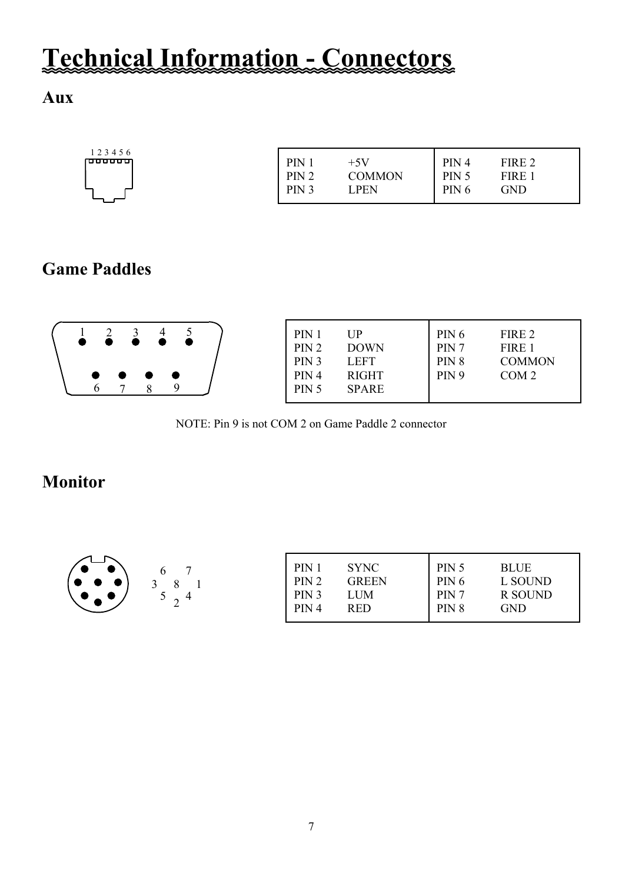# Technical Information - Connectors

## Aux

| | | | |
|---|---|---|---|
| PIN 1 | +5V | PIN 4 | FIRE 2 |
| PIN 2 | COMMON | PIN 5 | FIRE 1 |
| PIN 3 | LPEN | PIN 6 | GND |

## Game Paddles

| | | | |
|---|---|---|---|
| PIN 1 | UP | PIN 6 | FIRE 2 |
| PIN 2 | DOWN | PIN 7 | FIRE 1 |
| PIN 3 | LEFT | PIN 8 | COMMON |
| PIN 4 | RIGHT | PIN 9 | COM 2 |
| PIN 5 | SPARE | | |

NOTE: Pin 9 is not COM 2 on Game Paddle 2 connector

## Monitor

| | | | |
|---|---|---|---|
| PIN 1 | SYNC | PIN 5 | BLUE |
| PIN 2 | GREEN | PIN 6 | L SOUND |
| PIN 3 | LUM | PIN 7 | R SOUND |
| PIN 4 | RED | PIN 8 | GND |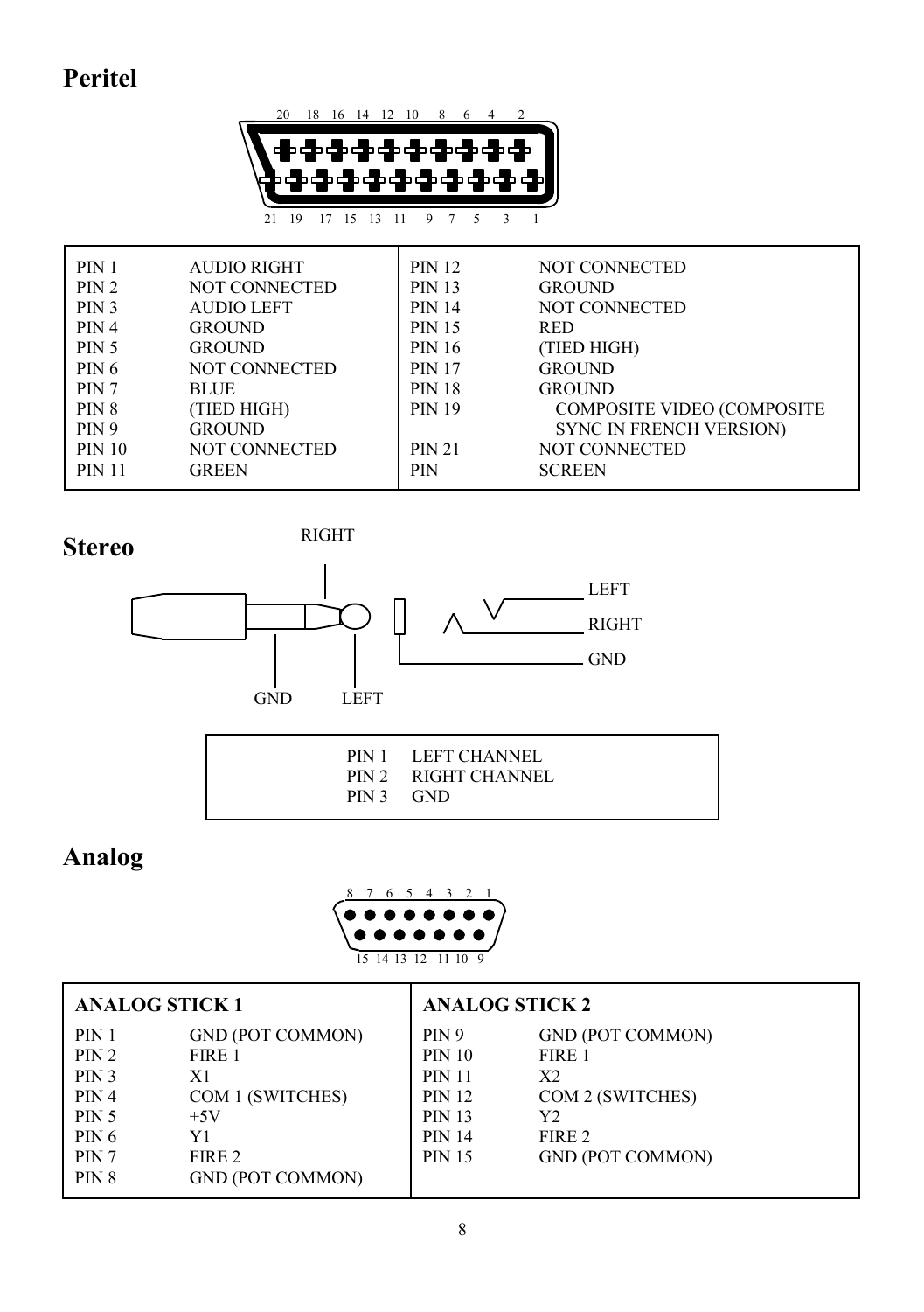## Peritel

20 18 16 14 12 10 8 6 4 2

21 19 17 15 13 11 9 7 5 3 1

| | | | |
|---|---|---|---|
| PIN 1 | AUDIO RIGHT | PIN 12 | NOT CONNECTED |
| PIN 2 | NOT CONNECTED | PIN 13 | GROUND |
| PIN 3 | AUDIO LEFT | PIN 14 | NOT CONNECTED |
| PIN 4 | GROUND | PIN 15 | RED |
| PIN 5 | GROUND | PIN 16 | (TIED HIGH) |
| PIN 6 | NOT CONNECTED | PIN 17 | GROUND |
| PIN 7 | BLUE | PIN 18 | GROUND |
| PIN 8 | (TIED HIGH) | PIN 19 | COMPOSITE VIDEO (COMPOSITE SYNC IN FRENCH VERSION) |
| PIN 9 | GROUND | | |
| PIN 10 | NOT CONNECTED | PIN 21 | NOT CONNECTED |
| PIN 11 | GREEN | PIN | SCREEN |

## Stereo

RIGHT

GND LEFT

LEFT
RIGHT
GND

| | |
|---|---|
| PIN 1 | LEFT CHANNEL |
| PIN 2 | RIGHT CHANNEL |
| PIN 3 | GND |

## Analog

8 7 6 5 4 3 2 1

15 14 13 12 11 10 9

| **ANALOG STICK 1** | | **ANALOG STICK 2** | |
|---|---|---|---|
| PIN 1 | GND (POT COMMON) | PIN 9 | GND (POT COMMON) |
| PIN 2 | FIRE 1 | PIN 10 | FIRE 1 |
| PIN 3 | X1 | PIN 11 | X2 |
| PIN 4 | COM 1 (SWITCHES) | PIN 12 | COM 2 (SWITCHES) |
| PIN 5 | +5V | PIN 13 | Y2 |
| PIN 6 | Y1 | PIN 14 | FIRE 2 |
| PIN 7 | FIRE 2 | PIN 15 | GND (POT COMMON) |
| PIN 8 | GND (POT COMMON) | | |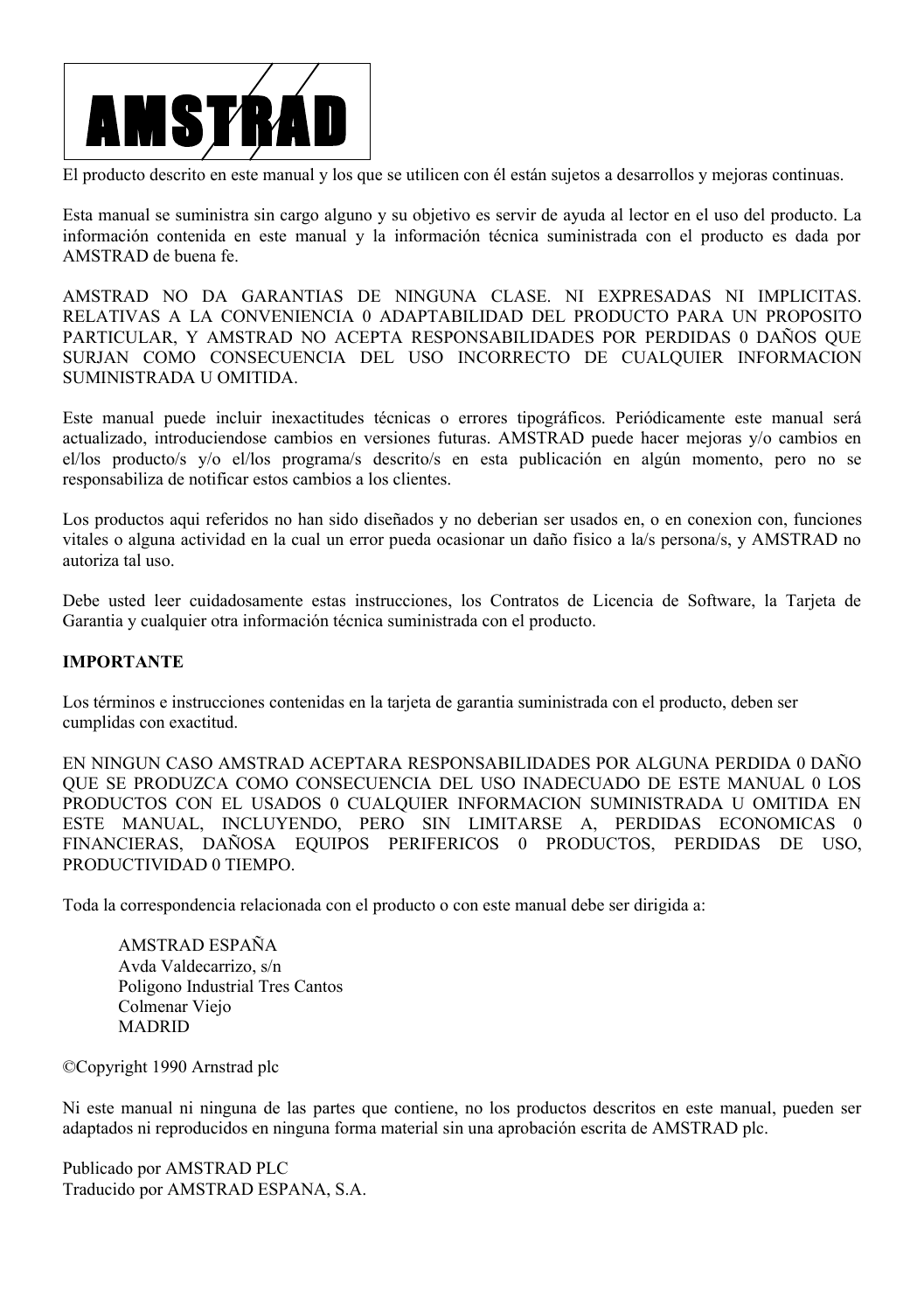AMSTRAD

El producto descrito en este manual y los que se utilicen con él están sujetos a desarrollos y mejoras continuas.

Esta manual se suministra sin cargo alguno y su objetivo es servir de ayuda al lector en el uso del producto. La información contenida en este manual y la información técnica suministrada con el producto es dada por AMSTRAD de buena fe.

AMSTRAD NO DA GARANTIAS DE NINGUNA CLASE. NI EXPRESADAS NI IMPLICITAS. RELATIVAS A LA CONVENIENCIA 0 ADAPTABILIDAD DEL PRODUCTO PARA UN PROPOSITO PARTICULAR, Y AMSTRAD NO ACEPTA RESPONSABILIDADES POR PERDIDAS 0 DAÑOS QUE SURJAN COMO CONSECUENCIA DEL USO INCORRECTO DE CUALQUIER INFORMACION SUMINISTRADA U OMITIDA.

Este manual puede incluir inexactitudes técnicas o errores tipográficos. Periódicamente este manual será actualizado, introduciendose cambios en versiones futuras. AMSTRAD puede hacer mejoras y/o cambios en el/los producto/s y/o el/los programa/s descrito/s en esta publicación en algún momento, pero no se responsabiliza de notificar estos cambios a los clientes.

Los productos aqui referidos no han sido diseñados y no deberian ser usados en, o en conexion con, funciones vitales o alguna actividad en la cual un error pueda ocasionar un daño fisico a la/s persona/s, y AMSTRAD no autoriza tal uso.

Debe usted leer cuidadosamente estas instrucciones, los Contratos de Licencia de Software, la Tarjeta de Garantia y cualquier otra información técnica suministrada con el producto.

**IMPORTANTE**

Los términos e instrucciones contenidas en la tarjeta de garantia suministrada con el producto, deben ser cumplidas con exactitud.

EN NINGUN CASO AMSTRAD ACEPTARA RESPONSABILIDADES POR ALGUNA PERDIDA 0 DAÑO QUE SE PRODUZCA COMO CONSECUENCIA DEL USO INADECUADO DE ESTE MANUAL 0 LOS PRODUCTOS CON EL USADOS 0 CUALQUIER INFORMACION SUMINISTRADA U OMITIDA EN ESTE MANUAL, INCLUYENDO, PERO SIN LIMITARSE A, PERDIDAS ECONOMICAS 0 FINANCIERAS, DAÑOSA EQUIPOS PERIFERICOS 0 PRODUCTOS, PERDIDAS DE USO, PRODUCTIVIDAD 0 TIEMPO.

Toda la correspondencia relacionada con el producto o con este manual debe ser dirigida a:

AMSTRAD ESPAÑA
Avda Valdecarrizo, s/n
Poligono Industrial Tres Cantos
Colmenar Viejo
MADRID

©Copyright 1990 Arnstrad plc

Ni este manual ni ninguna de las partes que contiene, no los productos descritos en este manual, pueden ser adaptados ni reproducidos en ninguna forma material sin una aprobación escrita de AMSTRAD plc.

Publicado por AMSTRAD PLC
Traducido por AMSTRAD ESPANA, S.A.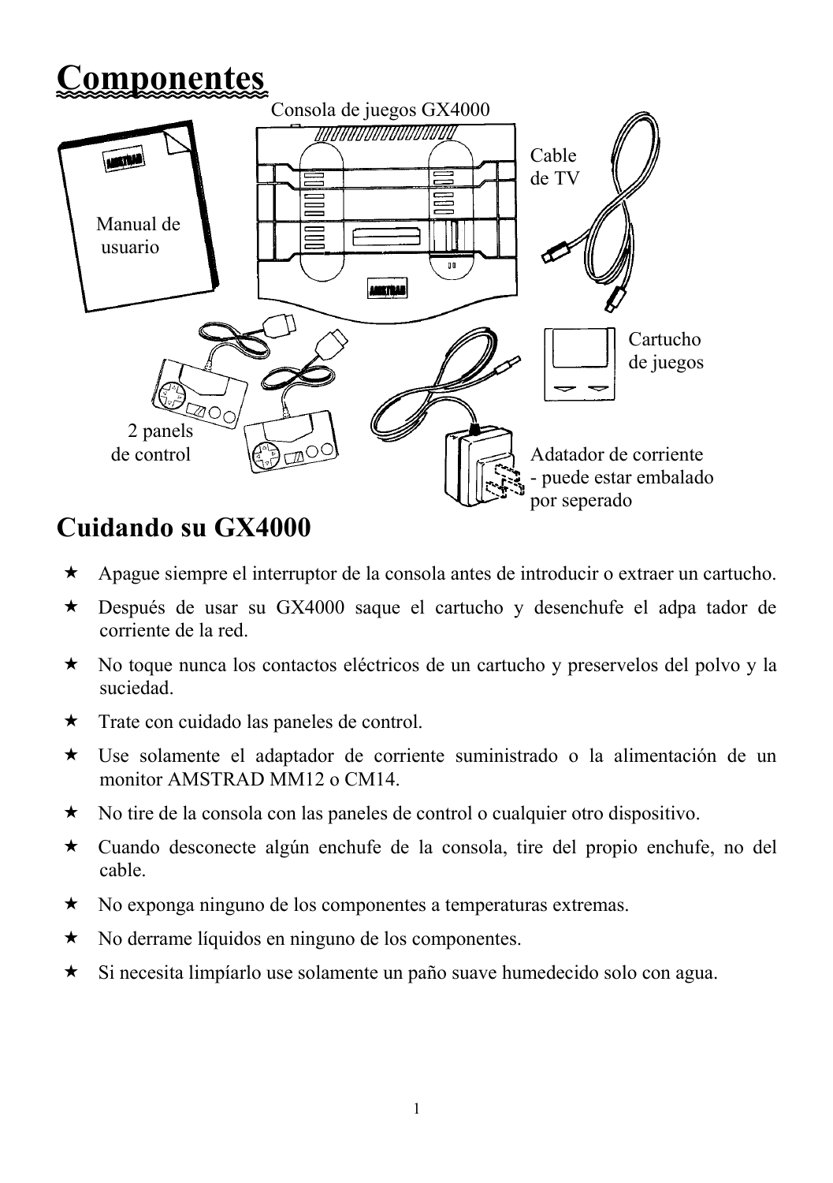# Componentes

Consola de juegos GX4000

Cable de TV

Manual de usuario

Cartucho de juegos

2 panels de control

Adatador de corriente - puede estar embalado por seperado

## Cuidando su GX4000

- ★ Apague siempre el interruptor de la consola antes de introducir o extraer un cartucho.
- ★ Después de usar su GX4000 saque el cartucho y desenchufe el adpa tador de corriente de la red.
- ★ No toque nunca los contactos eléctricos de un cartucho y preservelos del polvo y la suciedad.
- ★ Trate con cuidado las paneles de control.
- ★ Use solamente el adaptador de corriente suministrado o la alimentación de un monitor AMSTRAD MM12 o CM14.
- ★ No tire de la consola con las paneles de control o cualquier otro dispositivo.
- ★ Cuando desconecte algún enchufe de la consola, tire del propio enchufe, no del cable.
- ★ No exponga ninguno de los componentes a temperaturas extremas.
- ★ No derrame líquidos en ninguno de los componentes.
- ★ Si necesita limpíarlo use solamente un paño suave humedecido solo con agua.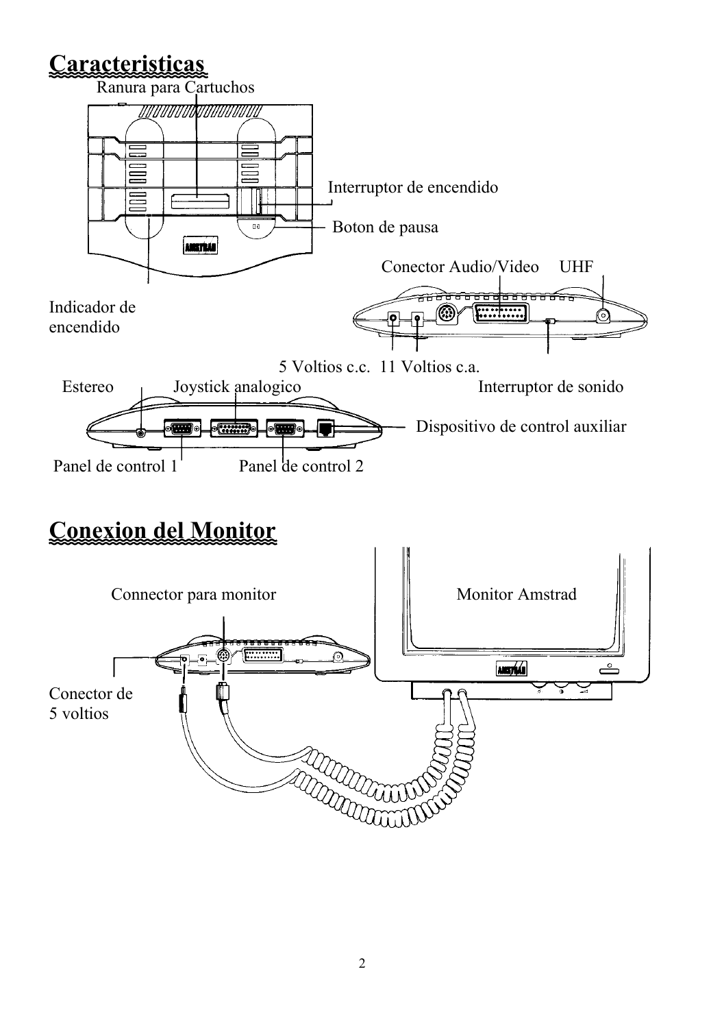## Caracteristicas

Ranura para Cartuchos

Interruptor de encendido

Boton de pausa

Conector Audio/Video UHF

Indicador de encendido

5 Voltios c.c. 11 Voltios c.a.

Estereo Joystick analogico Interruptor de sonido

Dispositivo de control auxiliar

Panel de control 1 Panel de control 2

## Conexion del Monitor

Connector para monitor Monitor Amstrad

Conector de 5 voltios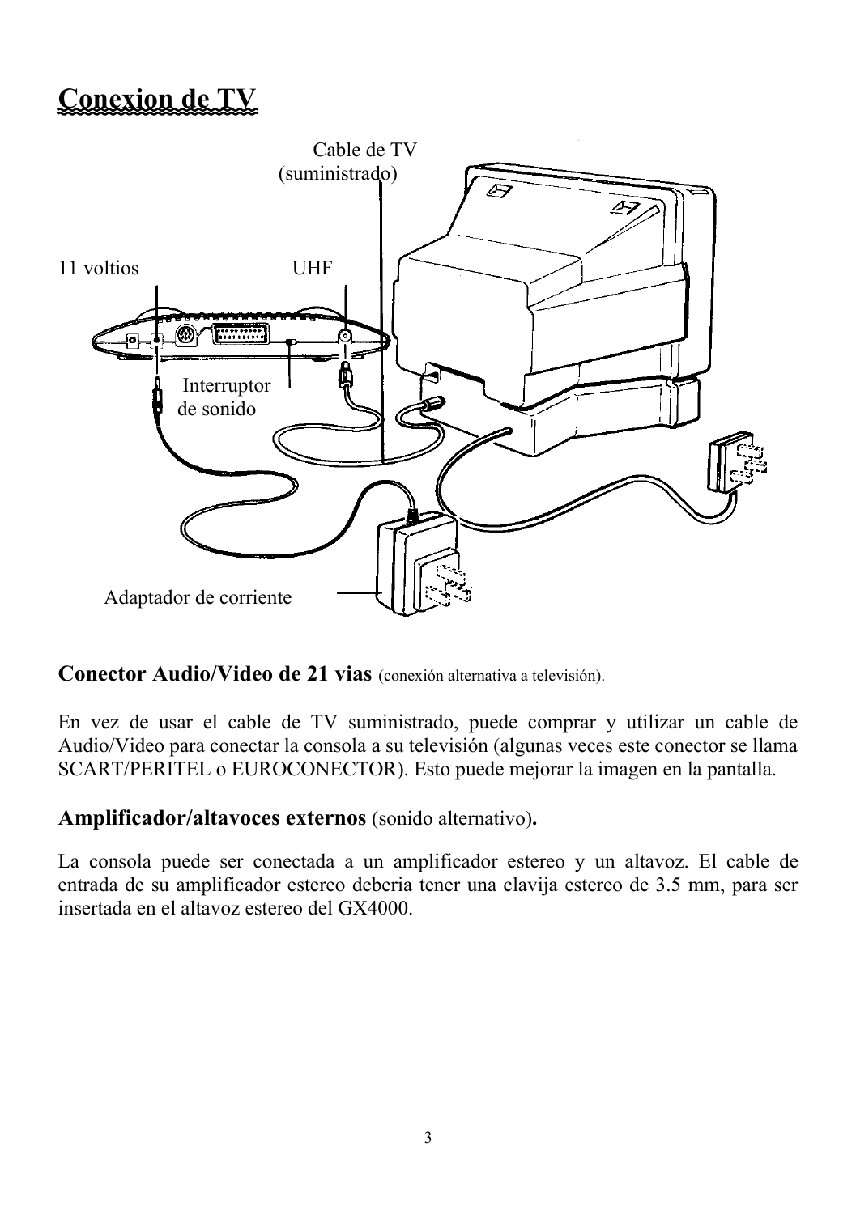# Conexion de TV

Cable de TV (suministrado)

11 voltios

UHF

Interruptor de sonido

Adaptador de corriente

**Conector Audio/Video de 21 vias** (conexión alternativa a televisión).

En vez de usar el cable de TV suministrado, puede comprar y utilizar un cable de Audio/Video para conectar la consola a su televisión (algunas veces este conector se llama SCART/PERITEL o EUROCONECTOR). Esto puede mejorar la imagen en la pantalla.

**Amplificador/altavoces externos** (sonido alternativo)**.**

La consola puede ser conectada a un amplificador estereo y un altavoz. El cable de entrada de su amplificador estereo deberia tener una clavija estereo de 3.5 mm, para ser insertada en el altavoz estereo del GX4000.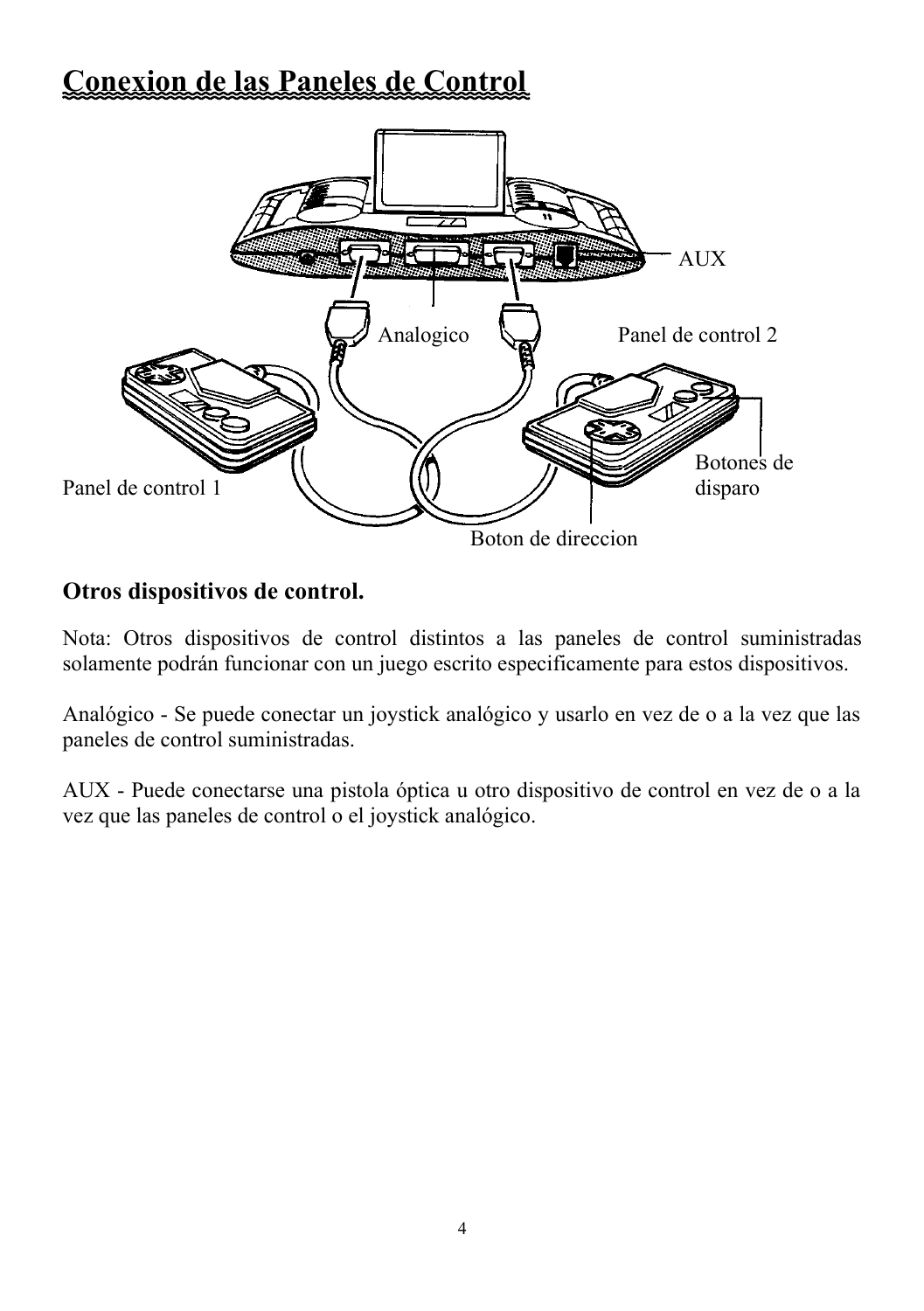# Conexion de las Paneles de Control

AUX

Analogico

Panel de control 2

Panel de control 1

Botones de disparo

Boton de direccion

### Otros dispositivos de control.

Nota: Otros dispositivos de control distintos a las paneles de control suministradas solamente podrán funcionar con un juego escrito especificamente para estos dispositivos.

Analógico - Se puede conectar un joystick analógico y usarlo en vez de o a la vez que las paneles de control suministradas.

AUX - Puede conectarse una pistola óptica u otro dispositivo de control en vez de o a la vez que las paneles de control o el joystick analógico.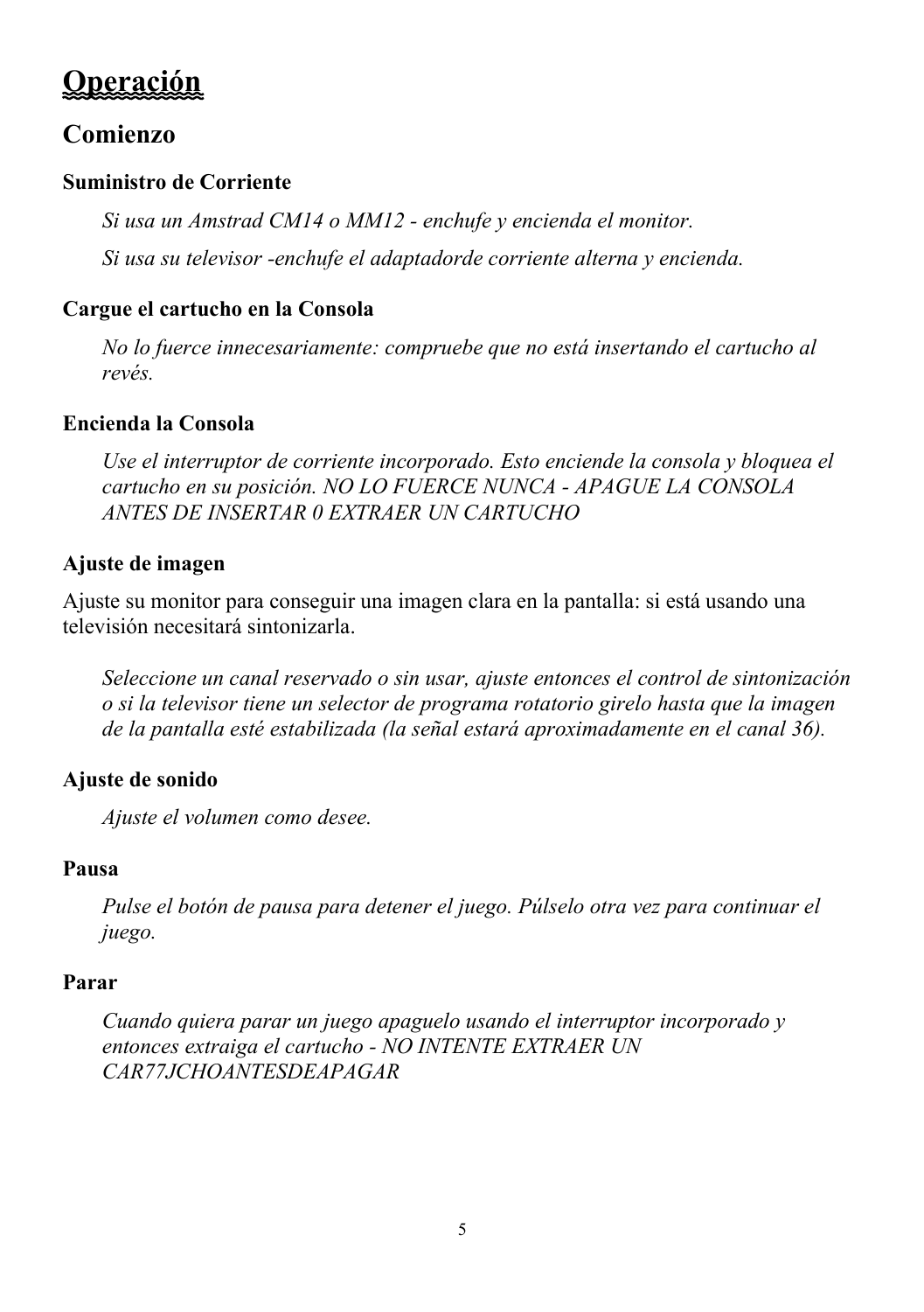# Operación

## Comienzo

### Suministro de Corriente

*Si usa un Amstrad CM14 o MM12 - enchufe y encienda el monitor.*

*Si usa su televisor -enchufe el adaptadorde corriente alterna y encienda.*

### Cargue el cartucho en la Consola

*No lo fuerce innecesariamente: compruebe que no está insertando el cartucho al revés.*

### Encienda la Consola

*Use el interruptor de corriente incorporado. Esto enciende la consola y bloquea el cartucho en su posición. NO LO FUERCE NUNCA - APAGUE LA CONSOLA ANTES DE INSERTAR 0 EXTRAER UN CARTUCHO*

### Ajuste de imagen

Ajuste su monitor para conseguir una imagen clara en la pantalla: si está usando una televisión necesitará sintonizarla.

*Seleccione un canal reservado o sin usar, ajuste entonces el control de sintonización o si la televisor tiene un selector de programa rotatorio girelo hasta que la imagen de la pantalla esté estabilizada (la señal estará aproximadamente en el canal 36).*

### Ajuste de sonido

*Ajuste el volumen como desee.*

### Pausa

*Pulse el botón de pausa para detener el juego. Púlselo otra vez para continuar el juego.*

### Parar

*Cuando quiera parar un juego apaguelo usando el interruptor incorporado y entonces extraiga el cartucho - NO INTENTE EXTRAER UN CAR77JCHOANTESDEAPAGAR*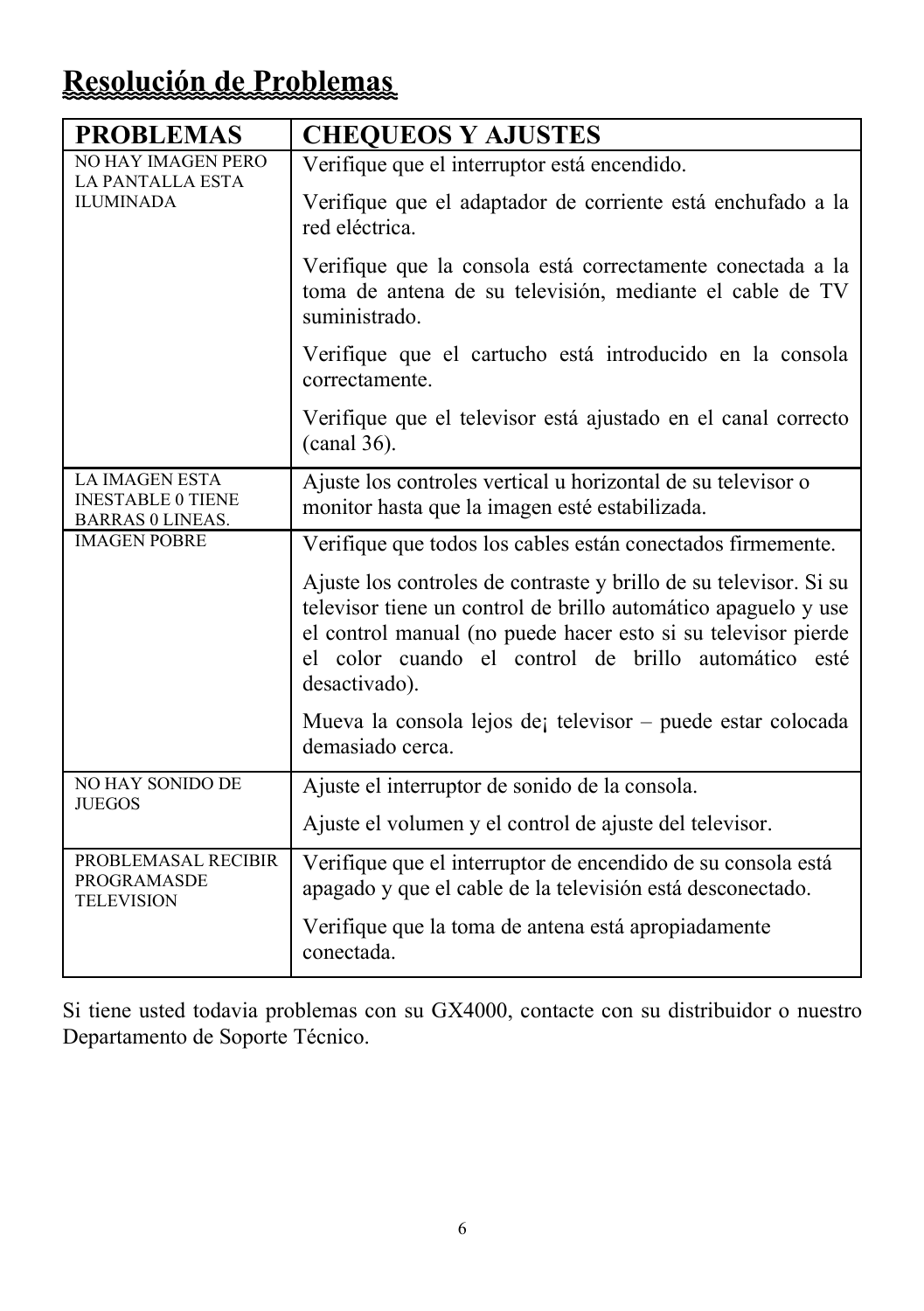# Resolución de Problemas

| PROBLEMAS | CHEQUEOS Y AJUSTES |
|---|---|
| NO HAY IMAGEN PERO LA PANTALLA ESTA ILUMINADA | Verifique que el interruptor está encendido.<br><br>Verifique que el adaptador de corriente está enchufado a la red eléctrica.<br><br>Verifique que la consola está correctamente conectada a la toma de antena de su televisión, mediante el cable de TV suministrado.<br><br>Verifique que el cartucho está introducido en la consola correctamente.<br><br>Verifique que el televisor está ajustado en el canal correcto (canal 36). |
| LA IMAGEN ESTA INESTABLE 0 TIENE BARRAS 0 LINEAS. | Ajuste los controles vertical u horizontal de su televisor o monitor hasta que la imagen esté estabilizada. |
| IMAGEN POBRE | Verifique que todos los cables están conectados firmemente.<br><br>Ajuste los controles de contraste y brillo de su televisor. Si su televisor tiene un control de brillo automático apaguelo y use el control manual (no puede hacer esto si su televisor pierde el color cuando el control de brillo automático esté desactivado).<br><br>Mueva la consola lejos de¡ televisor – puede estar colocada demasiado cerca. |
| NO HAY SONIDO DE JUEGOS | Ajuste el interruptor de sonido de la consola.<br><br>Ajuste el volumen y el control de ajuste del televisor. |
| PROBLEMASAL RECIBIR PROGRAMASDE TELEVISION | Verifique que el interruptor de encendido de su consola está apagado y que el cable de la televisión está desconectado.<br><br>Verifique que la toma de antena está apropiadamente conectada. |

Si tiene usted todavia problemas con su GX4000, contacte con su distribuidor o nuestro Departamento de Soporte Técnico.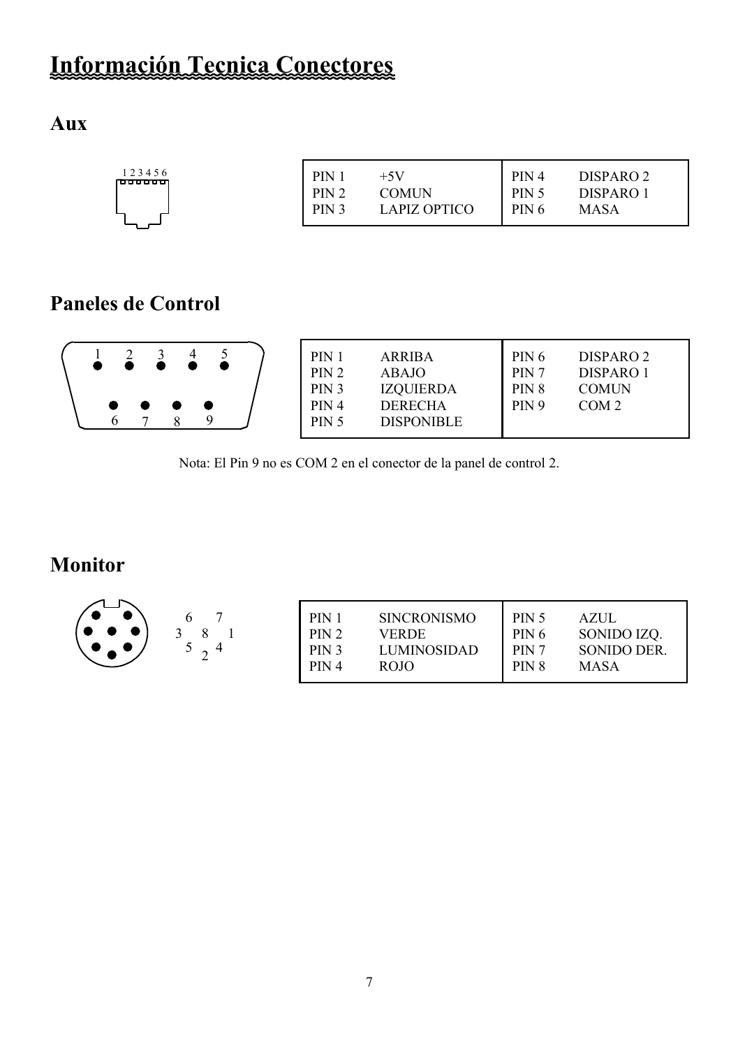# Información Tecnica Conectores

## Aux

| | | | |
|---|---|---|---|
| PIN 1 | +5V | PIN 4 | DISPARO 2 |
| PIN 2 | COMUN | PIN 5 | DISPARO 1 |
| PIN 3 | LAPIZ OPTICO | PIN 6 | MASA |

## Paneles de Control

| | | | |
|---|---|---|---|
| PIN 1 | ARRIBA | PIN 6 | DISPARO 2 |
| PIN 2 | ABAJO | PIN 7 | DISPARO 1 |
| PIN 3 | IZQUIERDA | PIN 8 | COMUN |
| PIN 4 | DERECHA | PIN 9 | COM 2 |
| PIN 5 | DISPONIBLE | | |

Nota: El Pin 9 no es COM 2 en el conector de la panel de control 2.

## Monitor

| | | | |
|---|---|---|---|
| PIN 1 | SINCRONISMO | PIN 5 | AZUL |
| PIN 2 | VERDE | PIN 6 | SONIDO IZQ. |
| PIN 3 | LUMINOSIDAD | PIN 7 | SONIDO DER. |
| PIN 4 | ROJO | PIN 8 | MASA |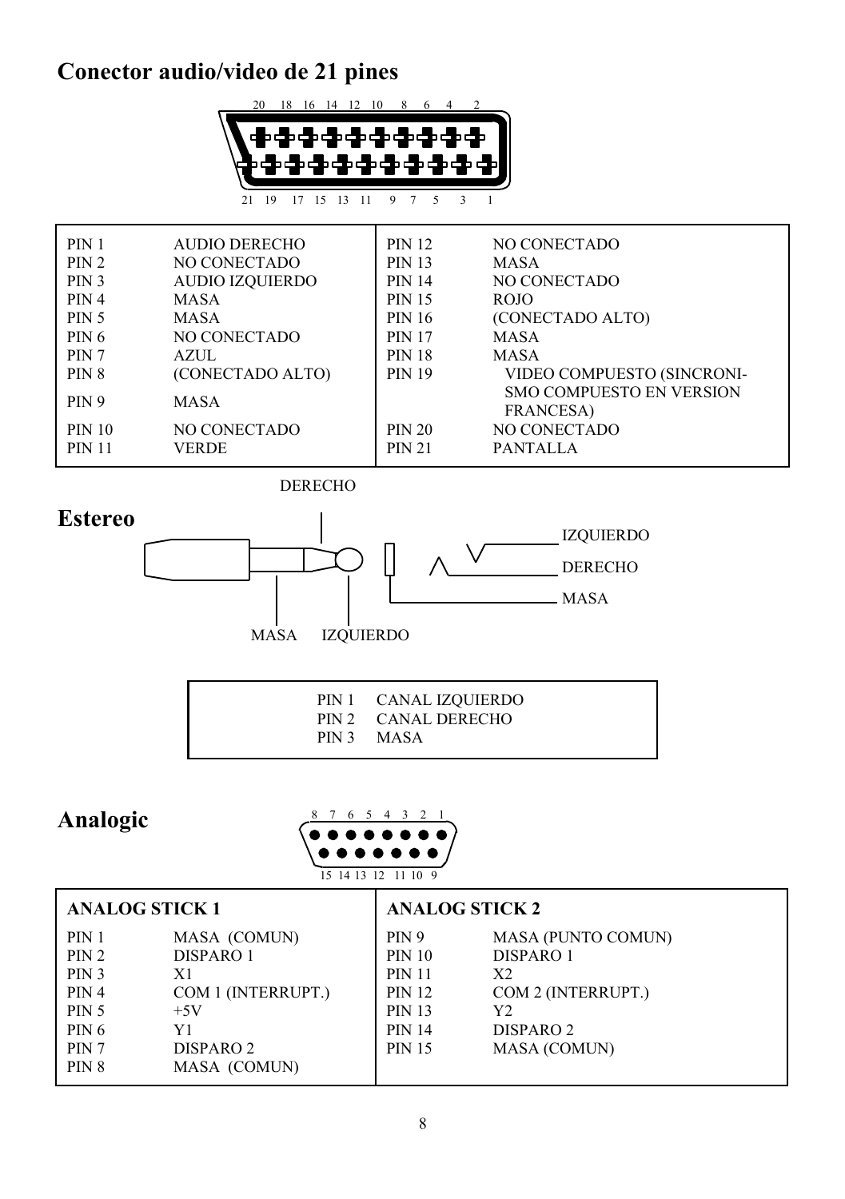## Conector audio/video de 21 pines

20 18 16 14 12 10 8 6 4 2

21 19 17 15 13 11 9 7 5 3 1

| | | | |
|---|---|---|---|
| PIN 1 | AUDIO DERECHO | PIN 12 | NO CONECTADO |
| PIN 2 | NO CONECTADO | PIN 13 | MASA |
| PIN 3 | AUDIO IZQUIERDO | PIN 14 | NO CONECTADO |
| PIN 4 | MASA | PIN 15 | ROJO |
| PIN 5 | MASA | PIN 16 | (CONECTADO ALTO) |
| PIN 6 | NO CONECTADO | PIN 17 | MASA |
| PIN 7 | AZUL | PIN 18 | MASA |
| PIN 8 | (CONECTADO ALTO) | PIN 19 | VIDEO COMPUESTO (SINCRONISMO COMPUESTO EN VERSION FRANCESA) |
| PIN 9 | MASA | | |
| PIN 10 | NO CONECTADO | PIN 20 | NO CONECTADO |
| PIN 11 | VERDE | PIN 21 | PANTALLA |

## Estereo

DERECHO

MASA IZQUIERDO

IZQUIERDO

DERECHO

MASA

| | |
|---|---|
| PIN 1 | CANAL IZQUIERDO |
| PIN 2 | CANAL DERECHO |
| PIN 3 | MASA |

## Analogic

8 7 6 5 4 3 2 1

15 14 13 12 11 10 9

| ANALOG STICK 1 | | ANALOG STICK 2 | |
|---|---|---|---|
| PIN 1 | MASA (COMUN) | PIN 9 | MASA (PUNTO COMUN) |
| PIN 2 | DISPARO 1 | PIN 10 | DISPARO 1 |
| PIN 3 | X1 | PIN 11 | X2 |
| PIN 4 | COM 1 (INTERRUPT.) | PIN 12 | COM 2 (INTERRUPT.) |
| PIN 5 | +5V | PIN 13 | Y2 |
| PIN 6 | Y1 | PIN 14 | DISPARO 2 |
| PIN 7 | DISPARO 2 | PIN 15 | MASA (COMUN) |
| PIN 8 | MASA (COMUN) | | |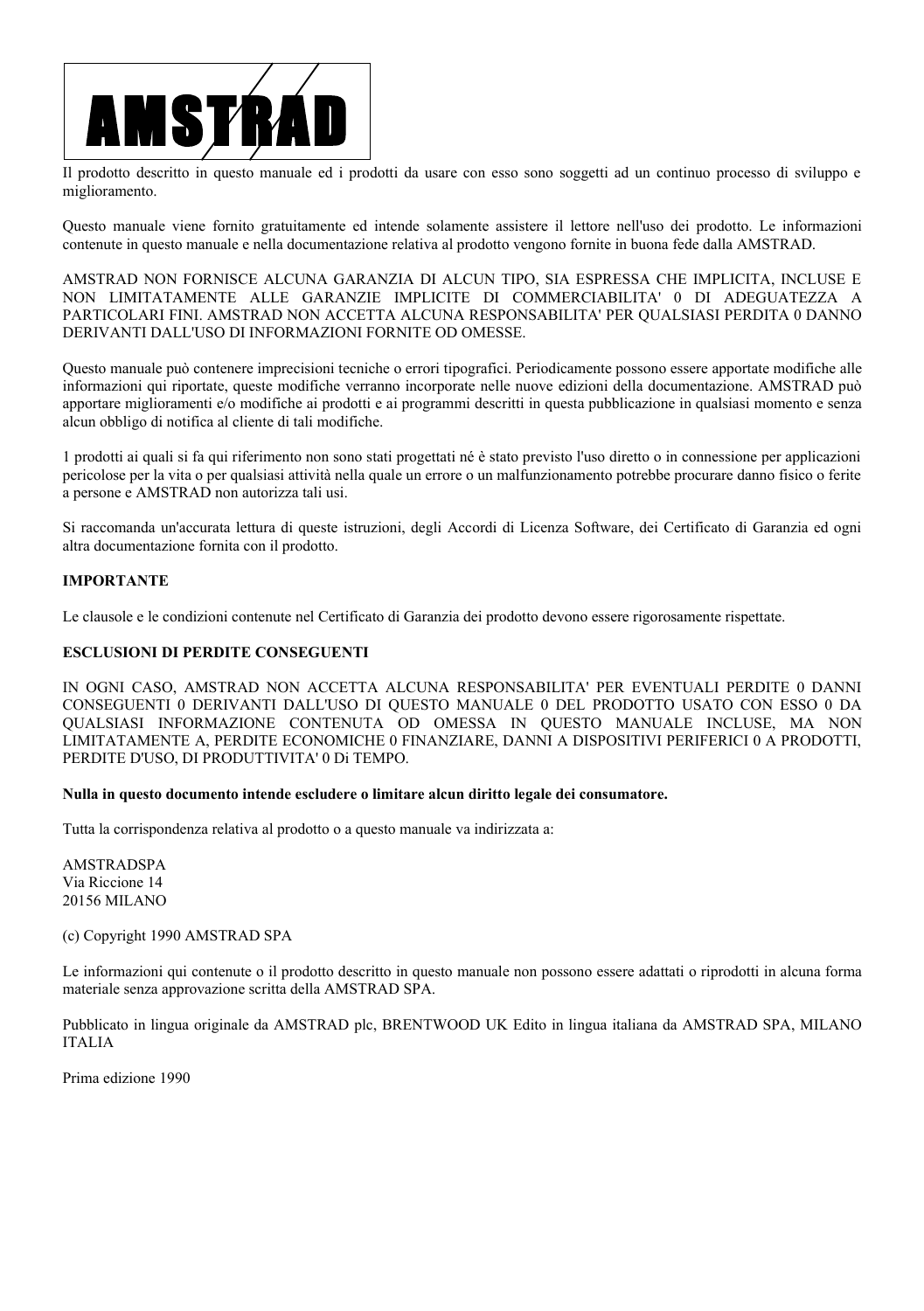AMSTRAD

Il prodotto descritto in questo manuale ed i prodotti da usare con esso sono soggetti ad un continuo processo di sviluppo e miglioramento.

Questo manuale viene fornito gratuitamente ed intende solamente assistere il lettore nell'uso dei prodotto. Le informazioni contenute in questo manuale e nella documentazione relativa al prodotto vengono fornite in buona fede dalla AMSTRAD.

AMSTRAD NON FORNISCE ALCUNA GARANZIA DI ALCUN TIPO, SIA ESPRESSA CHE IMPLICITA, INCLUSE E NON LIMITATAMENTE ALLE GARANZIE IMPLICITE DI COMMERCIABILITA' 0 DI ADEGUATEZZA A PARTICOLARI FINI. AMSTRAD NON ACCETTA ALCUNA RESPONSABILITA' PER QUALSIASI PERDITA 0 DANNO DERIVANTI DALL'USO DI INFORMAZIONI FORNITE OD OMESSE.

Questo manuale può contenere imprecisioni tecniche o errori tipografici. Periodicamente possono essere apportate modifiche alle informazioni qui riportate, queste modifiche verranno incorporate nelle nuove edizioni della documentazione. AMSTRAD può apportare miglioramenti e/o modifiche ai prodotti e ai programmi descritti in questa pubblicazione in qualsiasi momento e senza alcun obbligo di notifica al cliente di tali modifiche.

1 prodotti ai quali si fa qui riferimento non sono stati progettati né è stato previsto l'uso diretto o in connessione per applicazioni pericolose per la vita o per qualsiasi attività nella quale un errore o un malfunzionamento potrebbe procurare danno fisico o ferite a persone e AMSTRAD non autorizza tali usi.

Si raccomanda un'accurata lettura di queste istruzioni, degli Accordi di Licenza Software, dei Certificato di Garanzia ed ogni altra documentazione fornita con il prodotto.

**IMPORTANTE**

Le clausole e le condizioni contenute nel Certificato di Garanzia dei prodotto devono essere rigorosamente rispettate.

**ESCLUSIONI DI PERDITE CONSEGUENTI**

IN OGNI CASO, AMSTRAD NON ACCETTA ALCUNA RESPONSABILITA' PER EVENTUALI PERDITE 0 DANNI CONSEGUENTI 0 DERIVANTI DALL'USO DI QUESTO MANUALE 0 DEL PRODOTTO USATO CON ESSO 0 DA QUALSIASI INFORMAZIONE CONTENUTA OD OMESSA IN QUESTO MANUALE INCLUSE, MA NON LIMITATAMENTE A, PERDITE ECONOMICHE 0 FINANZIARE, DANNI A DISPOSITIVI PERIFERICI 0 A PRODOTTI, PERDITE D'USO, DI PRODUTTIVITA' 0 Di TEMPO.

**Nulla in questo documento intende escludere o limitare alcun diritto legale dei consumatore.**

Tutta la corrispondenza relativa al prodotto o a questo manuale va indirizzata a:

AMSTRADSPA
Via Riccione 14
20156 MILANO

(c) Copyright 1990 AMSTRAD SPA

Le informazioni qui contenute o il prodotto descritto in questo manuale non possono essere adattati o riprodotti in alcuna forma materiale senza approvazione scritta della AMSTRAD SPA.

Pubblicato in lingua originale da AMSTRAD plc, BRENTWOOD UK Edito in lingua italiana da AMSTRAD SPA, MILANO ITALIA

Prima edizione 1990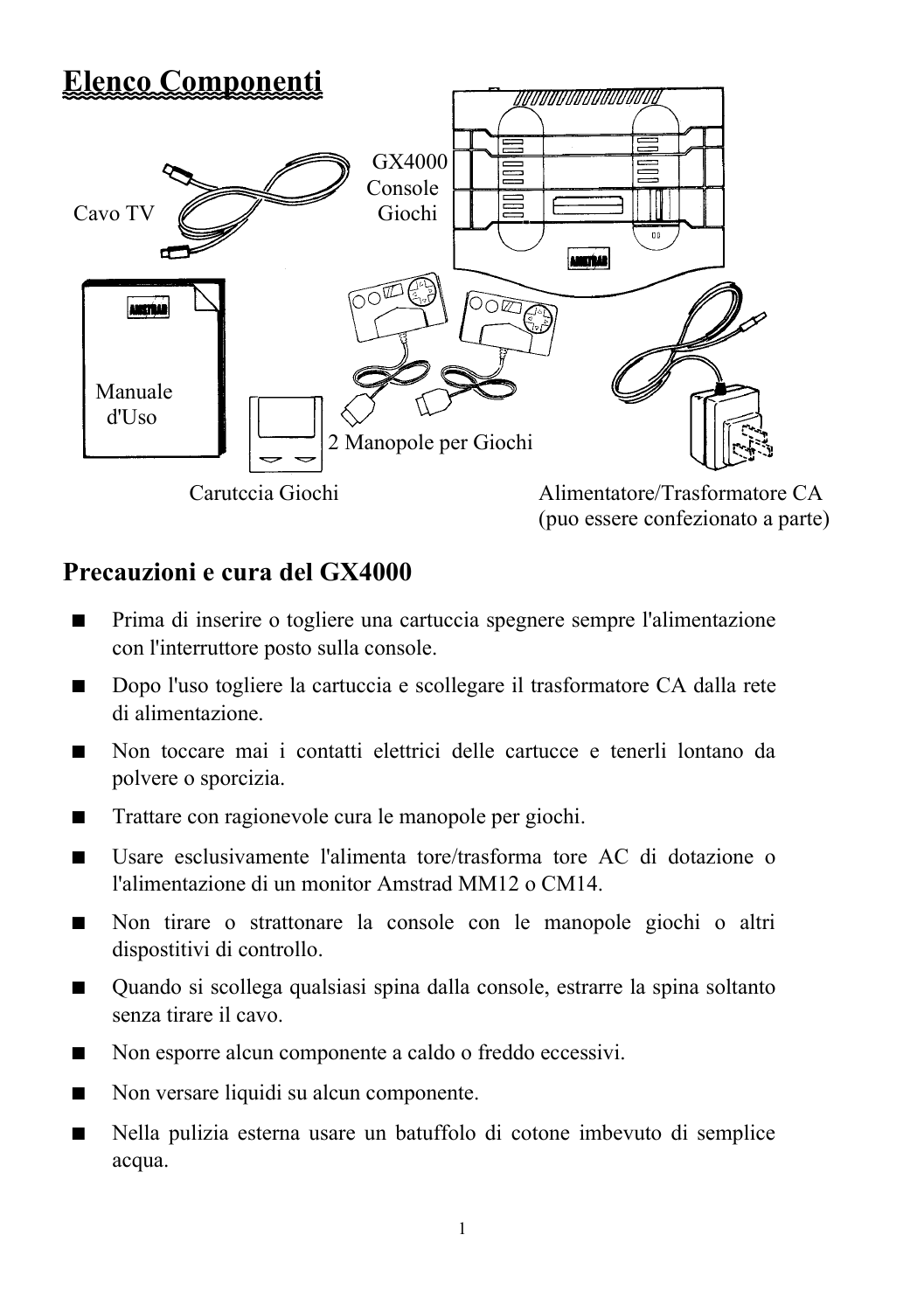# Elenco Componenti

Cavo TV

GX4000 Console Giochi

Manuale d'Uso

2 Manopole per Giochi

Carutccia Giochi

Alimentatore/Trasformatore CA (puo essere confezionato a parte)

## Precauzioni e cura del GX4000

- Prima di inserire o togliere una cartuccia spegnere sempre l'alimentazione con l'interruttore posto sulla console.
- Dopo l'uso togliere la cartuccia e scollegare il trasformatore CA dalla rete di alimentazione.
- Non toccare mai i contatti elettrici delle cartucce e tenerli lontano da polvere o sporcizia.
- Trattare con ragionevole cura le manopole per giochi.
- Usare esclusivamente l'alimenta tore/trasforma tore AC di dotazione o l'alimentazione di un monitor Amstrad MM12 o CM14.
- Non tirare o strattonare la console con le manopole giochi o altri dispostitivi di controllo.
- Quando si scollega qualsiasi spina dalla console, estrarre la spina soltanto senza tirare il cavo.
- Non esporre alcun componente a caldo o freddo eccessivi.
- Non versare liquidi su alcun componente.
- Nella pulizia esterna usare un batuffolo di cotone imbevuto di semplice acqua.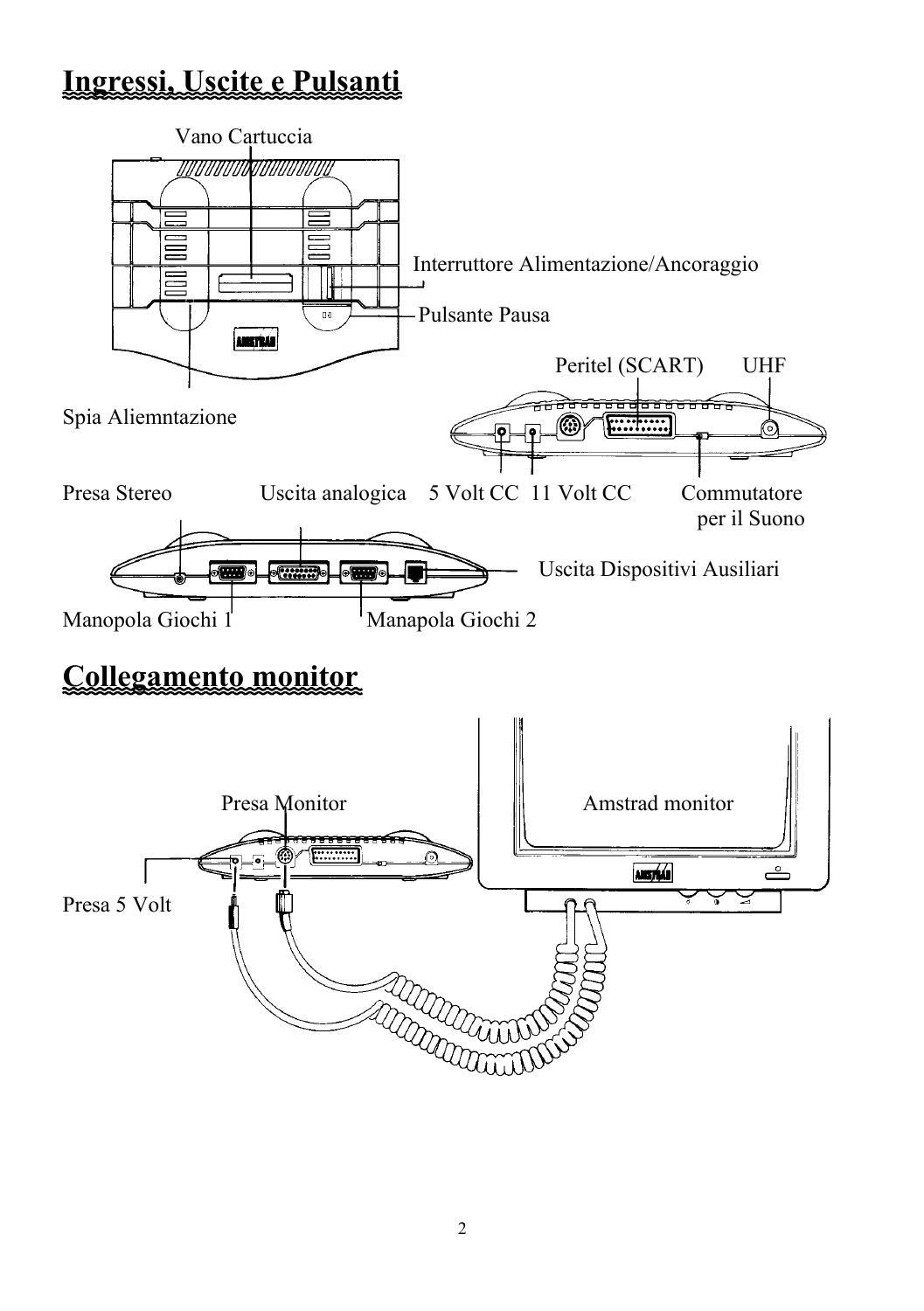# Ingressi, Uscite e Pulsanti

Vano Cartuccia

Interruttore Alimentazione/Ancoraggio

Pulsante Pausa

Spia Aliemntazione

Peritel (SCART) UHF

Presa Stereo

Uscita analogica

5 Volt CC

11 Volt CC

Commutatore per il Suono

Uscita Dispositivi Ausiliari

Manopola Giochi 1

Manapola Giochi 2

# Collegamento monitor

Presa Monitor

Amstrad monitor

Presa 5 Volt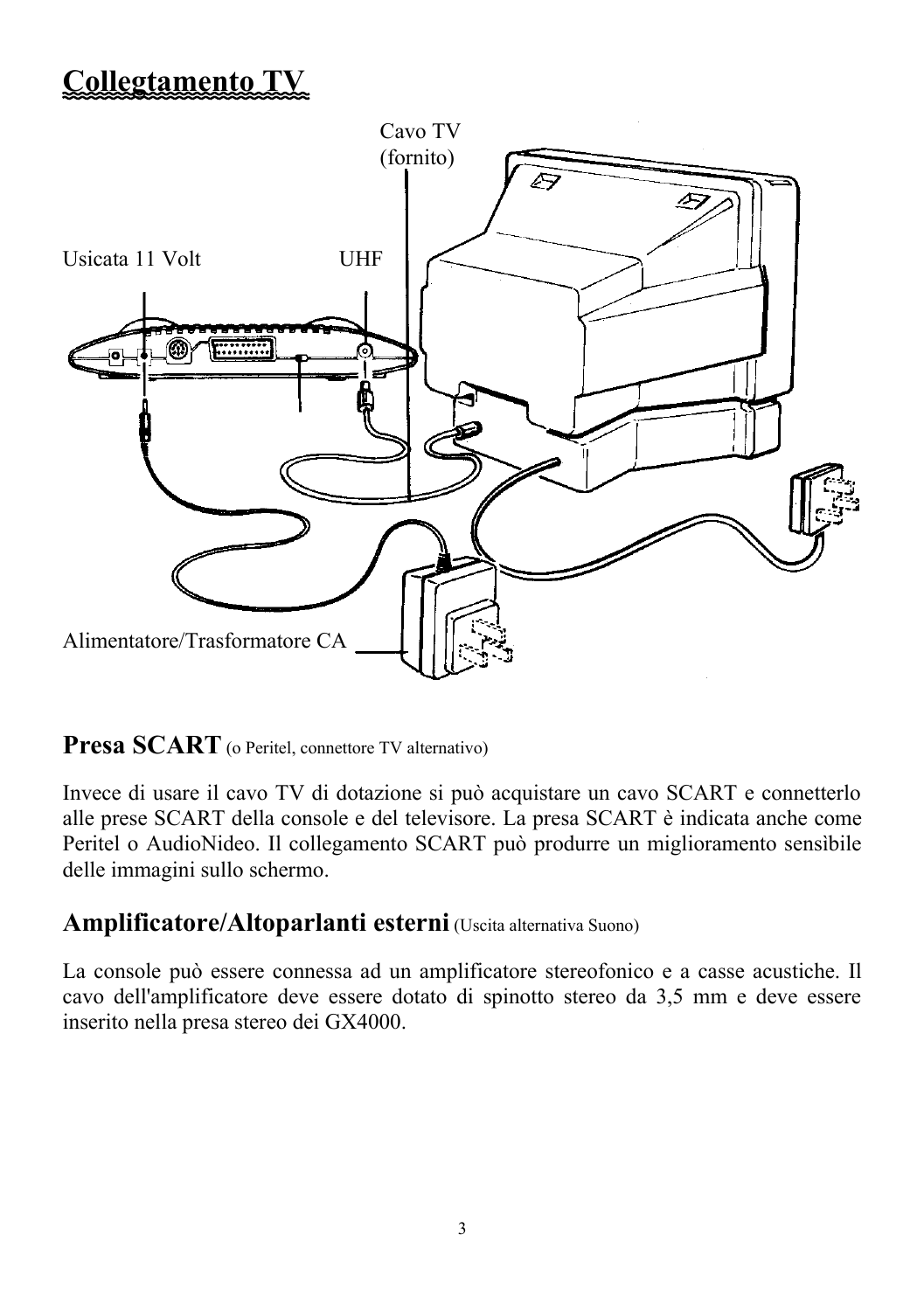# Collegtamento TV

Cavo TV (fornito)

Usicata 11 Volt

UHF

Alimentatore/Trasformatore CA

## Presa SCART (o Peritel, connettore TV alternativo)

Invece di usare il cavo TV di dotazione si può acquistare un cavo SCART e connetterlo alle prese SCART della console e del televisore. La presa SCART è indicata anche come Peritel o AudioNideo. Il collegamento SCART può produrre un miglioramento sensìbile delle immagini sullo schermo.

## Amplificatore/Altoparlanti esterni (Uscita alternativa Suono)

La console può essere connessa ad un amplificatore stereofonico e a casse acustiche. Il cavo dell'amplificatore deve essere dotato di spinotto stereo da 3,5 mm e deve essere inserito nella presa stereo dei GX4000.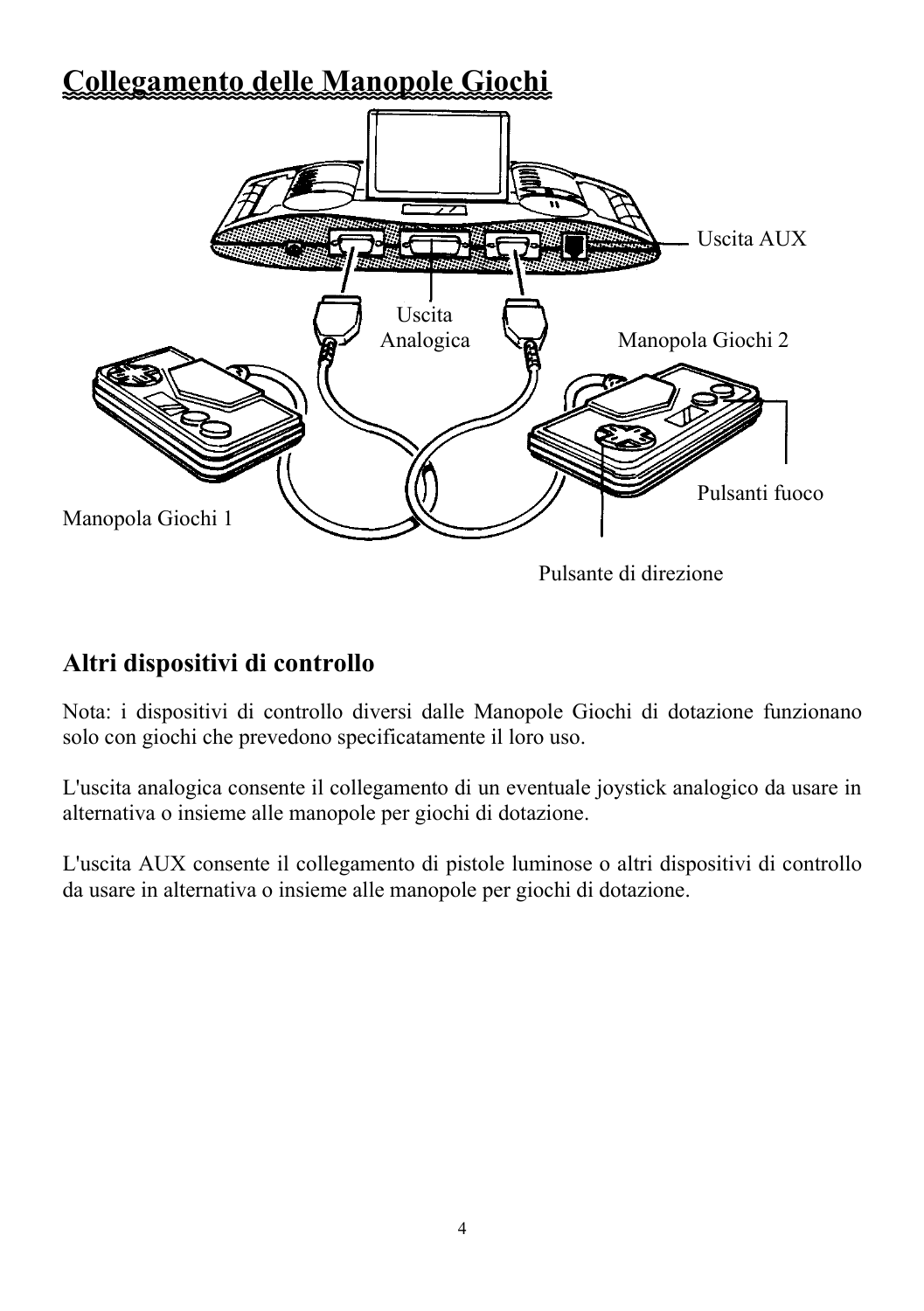# Collegamento delle Manopole Giochi

Uscita AUX

Uscita Analogica

Manopola Giochi 2

Pulsanti fuoco

Manopola Giochi 1

Pulsante di direzione

## Altri dispositivi di controllo

Nota: i dispositivi di controllo diversi dalle Manopole Giochi di dotazione funzionano solo con giochi che prevedono specificatamente il loro uso.

L'uscita analogica consente il collegamento di un eventuale joystick analogico da usare in alternativa o insieme alle manopole per giochi di dotazione.

L'uscita AUX consente il collegamento di pistole luminose o altri dispositivi di controllo da usare in alternativa o insieme alle manopole per giochi di dotazione.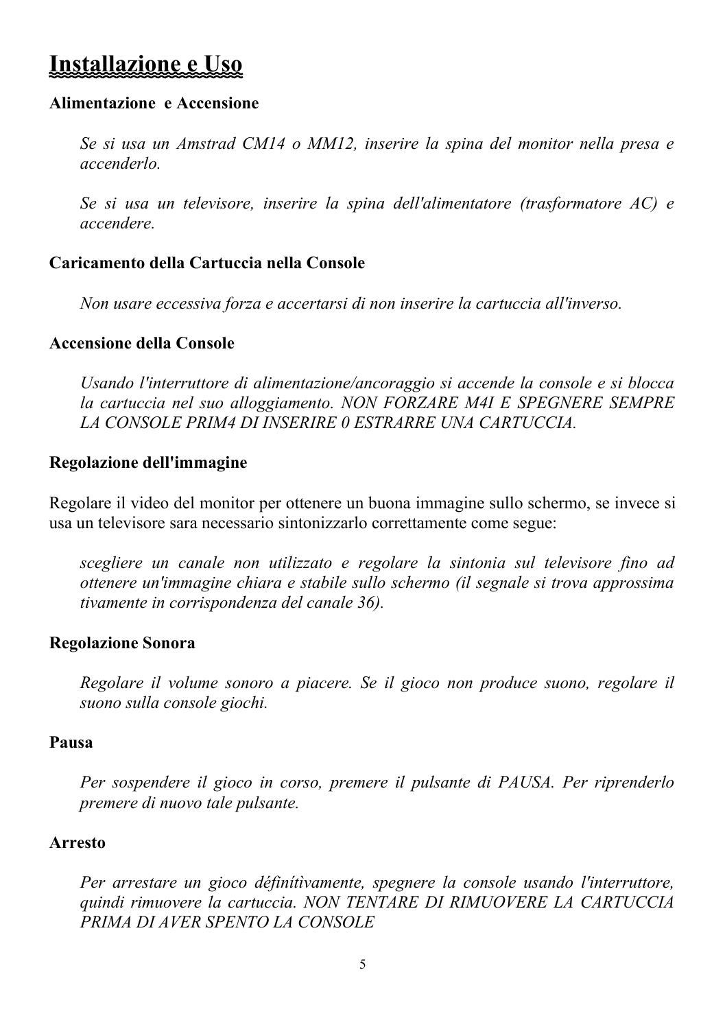# Installazione e Uso

**Alimentazione e Accensione**

*Se si usa un Amstrad CM14 o MM12, inserire la spina del monitor nella presa e accenderlo.*

*Se si usa un televisore, inserire la spina dell'alimentatore (trasformatore AC) e accendere.*

**Caricamento della Cartuccia nella Console**

*Non usare eccessiva forza e accertarsi di non inserire la cartuccia all'inverso.*

**Accensione della Console**

*Usando l'interruttore di alimentazione/ancoraggio si accende la console e si blocca la cartuccia nel suo alloggiamento. NON FORZARE M4I E SPEGNERE SEMPRE LA CONSOLE PRIM4 DI INSERIRE 0 ESTRARRE UNA CARTUCCIA.*

**Regolazione dell'immagine**

Regolare il video del monitor per ottenere un buona immagine sullo schermo, se invece si usa un televisore sara necessario sintonizzarlo correttamente come segue:

*scegliere un canale non utilizzato e regolare la sintonia sul televisore fino ad ottenere un'immagine chiara e stabile sullo schermo (il segnale si trova approssima tivamente in corrispondenza del canale 36).*

**Regolazione Sonora**

*Regolare il volume sonoro a piacere. Se il gioco non produce suono, regolare il suono sulla console giochi.*

**Pausa**

*Per sospendere il gioco in corso, premere il pulsante di PAUSA. Per riprenderlo premere di nuovo tale pulsante.*

**Arresto**

*Per arrestare un gioco défìnítìvamente, spegnere la console usando l'interruttore, quindi rimuovere la cartuccia. NON TENTARE DI RIMUOVERE LA CARTUCCIA PRIMA DI AVER SPENTO LA CONSOLE*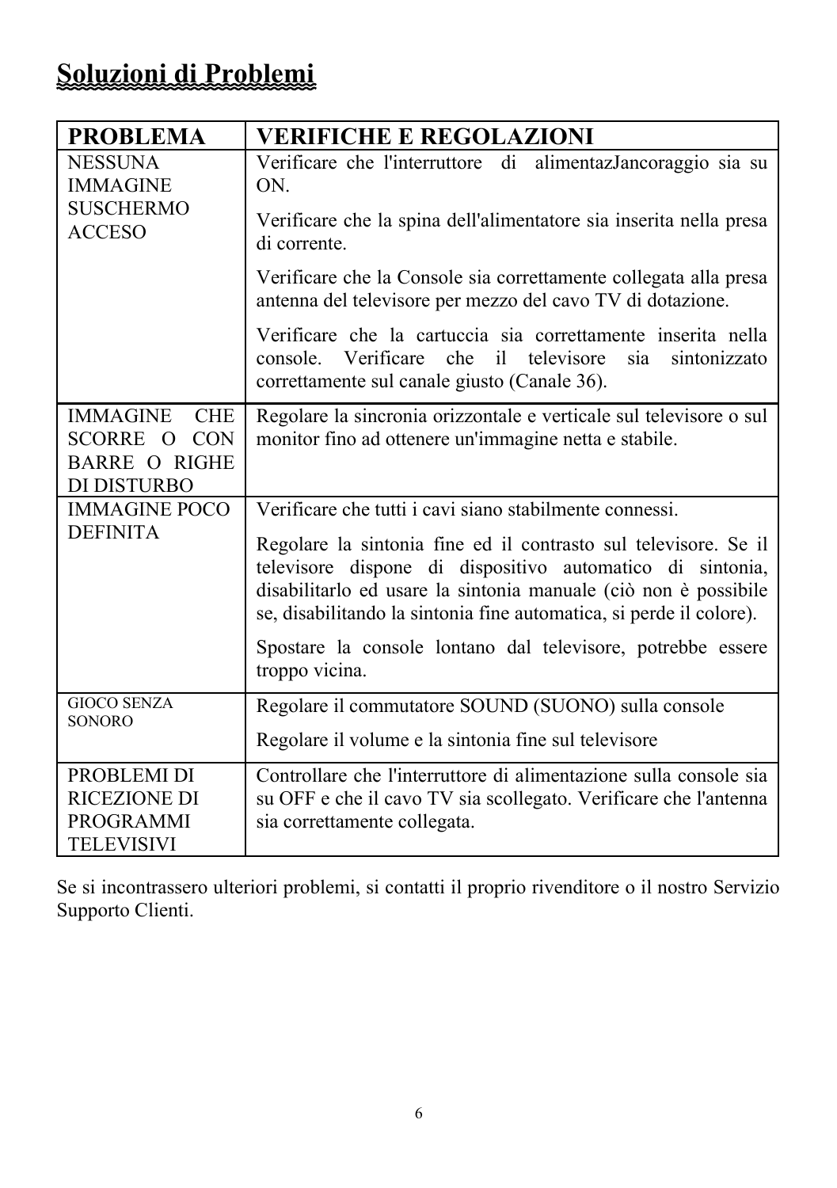# Soluzioni di Problemi

| PROBLEMA | VERIFICHE E REGOLAZIONI |
|---|---|
| NESSUNA IMMAGINE SUSCHERMO ACCESO | Verificare che l'interruttore di alimentazJancoraggio sia su ON.<br><br>Verificare che la spina dell'alimentatore sia inserita nella presa di corrente.<br><br>Verificare che la Console sia correttamente collegata alla presa antenna del televisore per mezzo del cavo TV di dotazione.<br><br>Verificare che la cartuccia sia correttamente inserita nella console. Verificare che il televisore sia sintonizzato correttamente sul canale giusto (Canale 36). |
| IMMAGINE CHE SCORRE O CON BARRE O RIGHE DI DISTURBO | Regolare la sincronia orizzontale e verticale sul televisore o sul monitor fino ad ottenere un'immagine netta e stabile. |
| IMMAGINE POCO DEFINITA | Verificare che tutti i cavi siano stabilmente connessi.<br><br>Regolare la sintonia fine ed il contrasto sul televisore. Se il televisore dispone di dispositivo automatico di sintonia, disabilitarlo ed usare la sintonia manuale (ciò non è possibile se, disabilitando la sintonia fine automatica, si perde il colore).<br><br>Spostare la console lontano dal televisore, potrebbe essere troppo vicina. |
| GIOCO SENZA SONORO | Regolare il commutatore SOUND (SUONO) sulla console<br><br>Regolare il volume e la sintonia fine sul televisore |
| PROBLEMI DI RICEZIONE DI PROGRAMMI TELEVISIVI | Controllare che l'interruttore di alimentazione sulla console sia su OFF e che il cavo TV sia scollegato. Verificare che l'antenna sia correttamente collegata. |

Se si incontrassero ulteriori problemi, si contatti il proprio rivenditore o il nostro Servizio Supporto Clienti.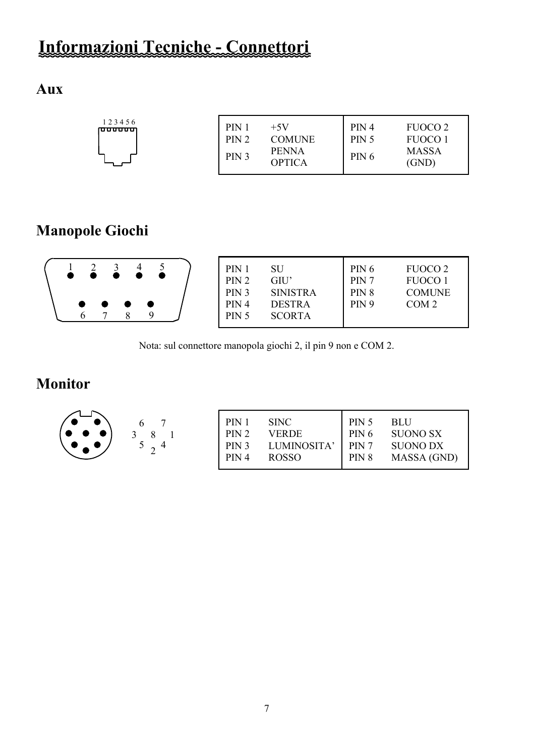# Informazioni Tecniche - Connettori

## Aux

1 2 3 4 5 6

| | | | |
|---|---|---|---|
| PIN 1 | +5V | PIN 4 | FUOCO 2 |
| PIN 2 | COMUNE | PIN 5 | FUOCO 1 |
| PIN 3 | PENNA OPTICA | PIN 6 | MASSA (GND) |

## Manopole Giochi

1 2 3 4 5
6 7 8 9

| | | | |
|---|---|---|---|
| PIN 1 | SU | PIN 6 | FUOCO 2 |
| PIN 2 | GIU' | PIN 7 | FUOCO 1 |
| PIN 3 | SINISTRA | PIN 8 | COMUNE |
| PIN 4 | DESTRA | PIN 9 | COM 2 |
| PIN 5 | SCORTA | | |

Nota: sul connettore manopola giochi 2, il pin 9 non e COM 2.

## Monitor

6 7
3 8 1
5 2 4

| | | | |
|---|---|---|---|
| PIN 1 | SINC | PIN 5 | BLU |
| PIN 2 | VERDE | PIN 6 | SUONO SX |
| PIN 3 | LUMINOSITA' | PIN 7 | SUONO DX |
| PIN 4 | ROSSO | PIN 8 | MASSA (GND) |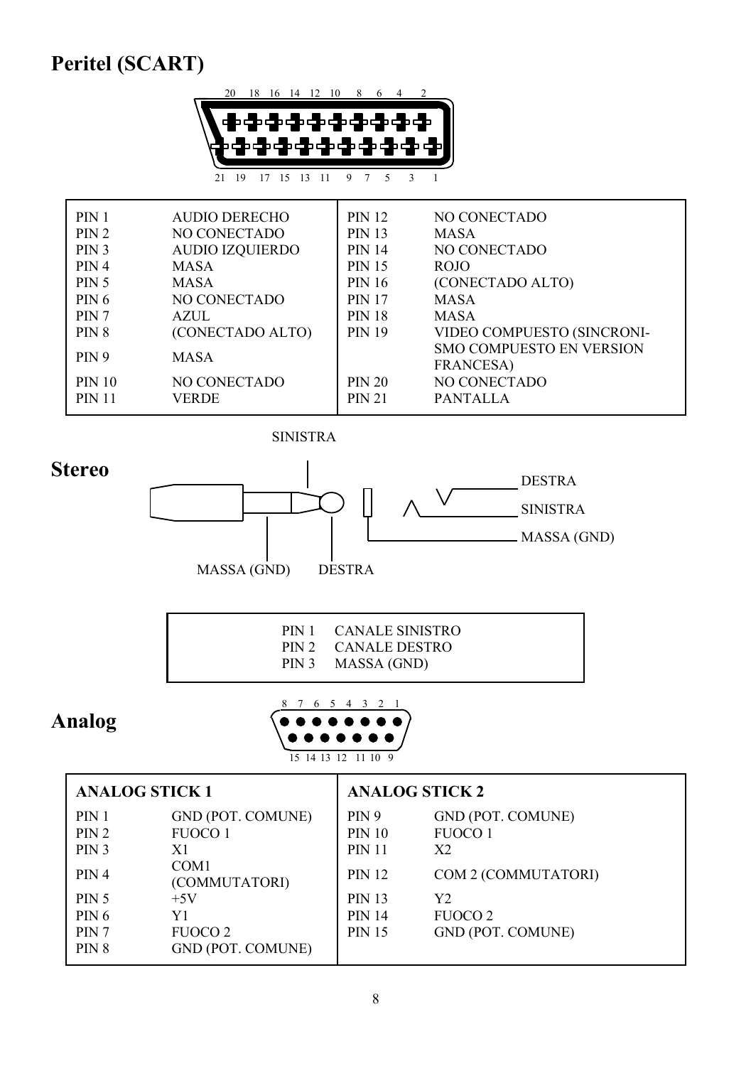## Peritel (SCART)

20 18 16 14 12 10 8 6 4 2

21 19 17 15 13 11 9 7 5 3 1

| | | | |
|---|---|---|---|
| PIN 1 | AUDIO DERECHO | PIN 12 | NO CONECTADO |
| PIN 2 | NO CONECTADO | PIN 13 | MASA |
| PIN 3 | AUDIO IZQUIERDO | PIN 14 | NO CONECTADO |
| PIN 4 | MASA | PIN 15 | ROJO |
| PIN 5 | MASA | PIN 16 | (CONECTADO ALTO) |
| PIN 6 | NO CONECTADO | PIN 17 | MASA |
| PIN 7 | AZUL | PIN 18 | MASA |
| PIN 8 | (CONECTADO ALTO) | PIN 19 | VIDEO COMPUESTO (SINCRONISMO COMPUESTO EN VERSION FRANCESA) |
| PIN 9 | MASA | | |
| PIN 10 | NO CONECTADO | PIN 20 | NO CONECTADO |
| PIN 11 | VERDE | PIN 21 | PANTALLA |

## Stereo

SINISTRA

DESTRA

SINISTRA

MASSA (GND)

MASSA (GND) DESTRA

| | |
|---|---|
| PIN 1 | CANALE SINISTRO |
| PIN 2 | CANALE DESTRO |
| PIN 3 | MASSA (GND) |

## Analog

8 7 6 5 4 3 2 1

15 14 13 12 11 10 9

| **ANALOG STICK 1** | | **ANALOG STICK 2** | |
|---|---|---|---|
| PIN 1 | GND (POT. COMUNE) | PIN 9 | GND (POT. COMUNE) |
| PIN 2 | FUOCO 1 | PIN 10 | FUOCO 1 |
| PIN 3 | X1 | PIN 11 | X2 |
| PIN 4 | COM1 (COMMUTATORI) | PIN 12 | COM 2 (COMMUTATORI) |
| PIN 5 | +5V | PIN 13 | Y2 |
| PIN 6 | Y1 | PIN 14 | FUOCO 2 |
| PIN 7 | FUOCO 2 | PIN 15 | GND (POT. COMUNE) |
| PIN 8 | GND (POT. COMUNE) | | |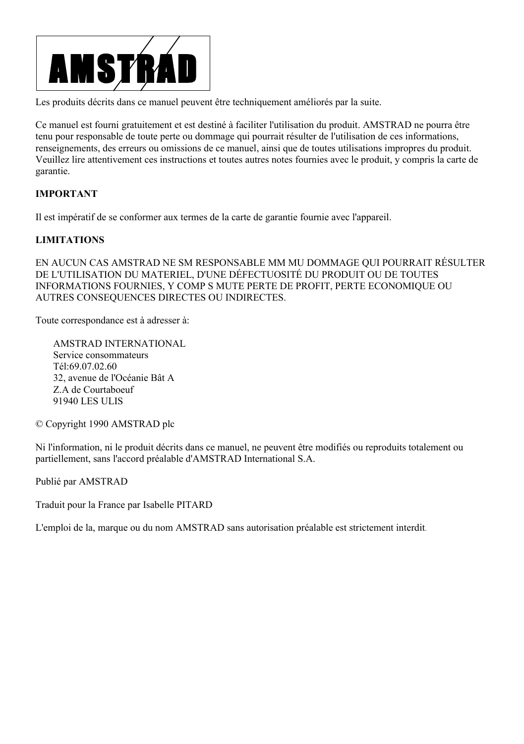# AMSTRAD

Les produits décrits dans ce manuel peuvent être techniquement améliorés par la suite.

Ce manuel est fourni gratuitement et est destiné à faciliter l'utilisation du produit. AMSTRAD ne pourra être tenu pour responsable de toute perte ou dommage qui pourrait résulter de l'utilisation de ces informations, renseignements, des erreurs ou omissions de ce manuel, ainsi que de toutes utilisations impropres du produit. Veuillez lire attentivement ces instructions et toutes autres notes fournies avec le produit, y compris la carte de garantie.

**IMPORTANT**

Il est impératif de se conformer aux termes de la carte de garantie fournie avec l'appareil.

**LIMITATIONS**

EN AUCUN CAS AMSTRAD NE SM RESPONSABLE MM MU DOMMAGE QUI POURRAIT RÉSULTER DE L'UTILISATION DU MATERIEL, D'UNE DÉFECTUOSITÉ DU PRODUIT OU DE TOUTES INFORMATIONS FOURNIES, Y COMP S MUTE PERTE DE PROFIT, PERTE ECONOMIQUE OU AUTRES CONSEQUENCES DIRECTES OU INDIRECTES.

Toute correspondance est à adresser à:

AMSTRAD INTERNATIONAL
Service consommateurs
Tél:69.07.02.60
32, avenue de l'Océanie Bât A
Z.A de Courtaboeuf
91940 LES ULIS

© Copyright 1990 AMSTRAD plc

Ni l'information, ni le produit décrits dans ce manuel, ne peuvent être modifiés ou reproduits totalement ou partiellement, sans l'accord préalable d'AMSTRAD International S.A.

Publié par AMSTRAD

Traduit pour la France par Isabelle PITARD

L'emploi de la, marque ou du nom AMSTRAD sans autorisation préalable est strictement interdit.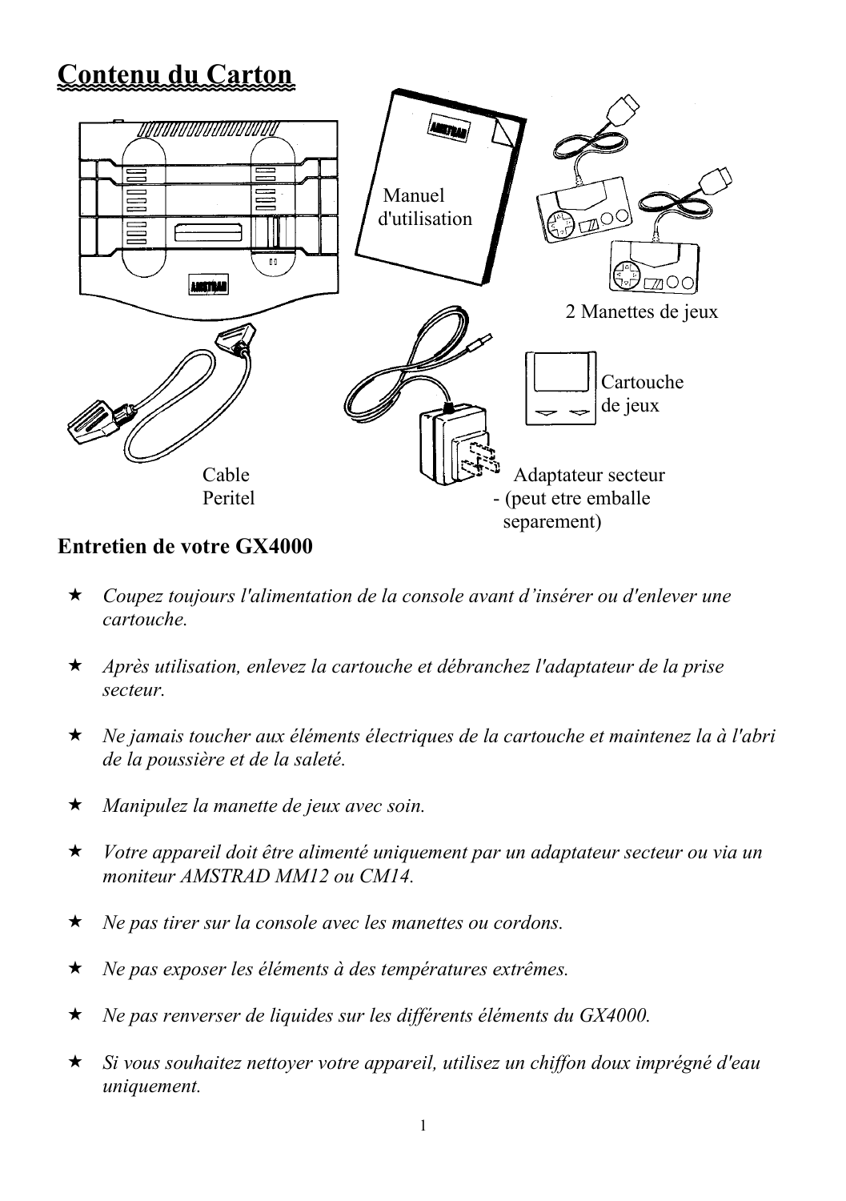# Contenu du Carton

Manuel d'utilisation

2 Manettes de jeux

Cartouche de jeux

Cable Peritel

Adaptateur secteur - (peut etre emballe separement)

### Entretien de votre GX4000

- *Coupez toujours l'alimentation de la console avant d'insérer ou d'enlever une cartouche.*
- *Après utilisation, enlevez la cartouche et débranchez l'adaptateur de la prise secteur.*
- *Ne jamais toucher aux éléments électriques de la cartouche et maintenez la à l'abri de la poussière et de la saleté.*
- *Manipulez la manette de jeux avec soin.*
- *Votre appareil doit être alimenté uniquement par un adaptateur secteur ou via un moniteur AMSTRAD MM12 ou CM14.*
- *Ne pas tirer sur la console avec les manettes ou cordons.*
- *Ne pas exposer les éléments à des températures extrêmes.*
- *Ne pas renverser de liquides sur les différents éléments du GX4000.*
- *Si vous souhaitez nettoyer votre appareil, utilisez un chiffon doux imprégné d'eau uniquement.*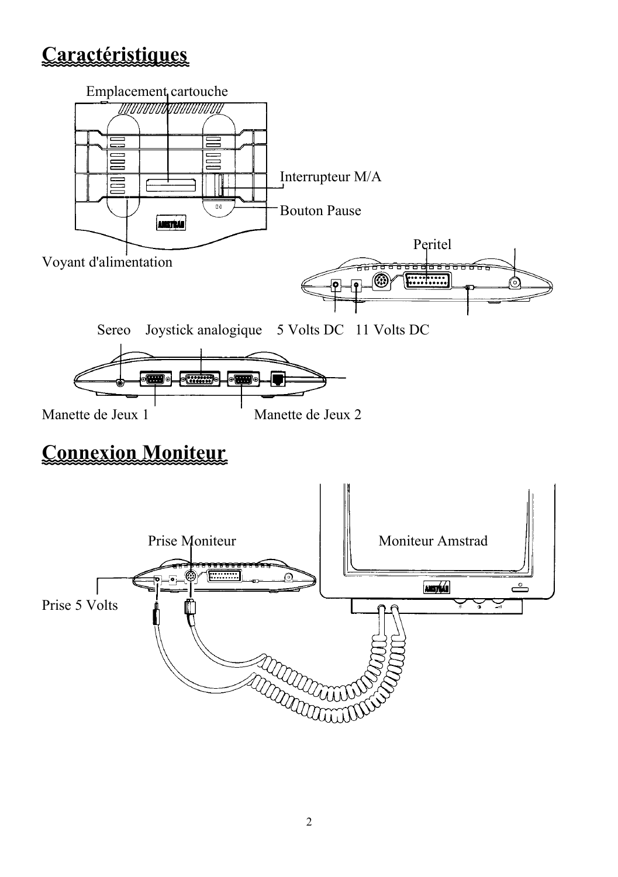# Caractéristiques

Emplacement cartouche

Interrupteur M/A

Bouton Pause

Voyant d'alimentation

Peritel

Sereo Joystick analogique 5 Volts DC 11 Volts DC

Manette de Jeux 1 Manette de Jeux 2

# Connexion Moniteur

Prise Moniteur Moniteur Amstrad

Prise 5 Volts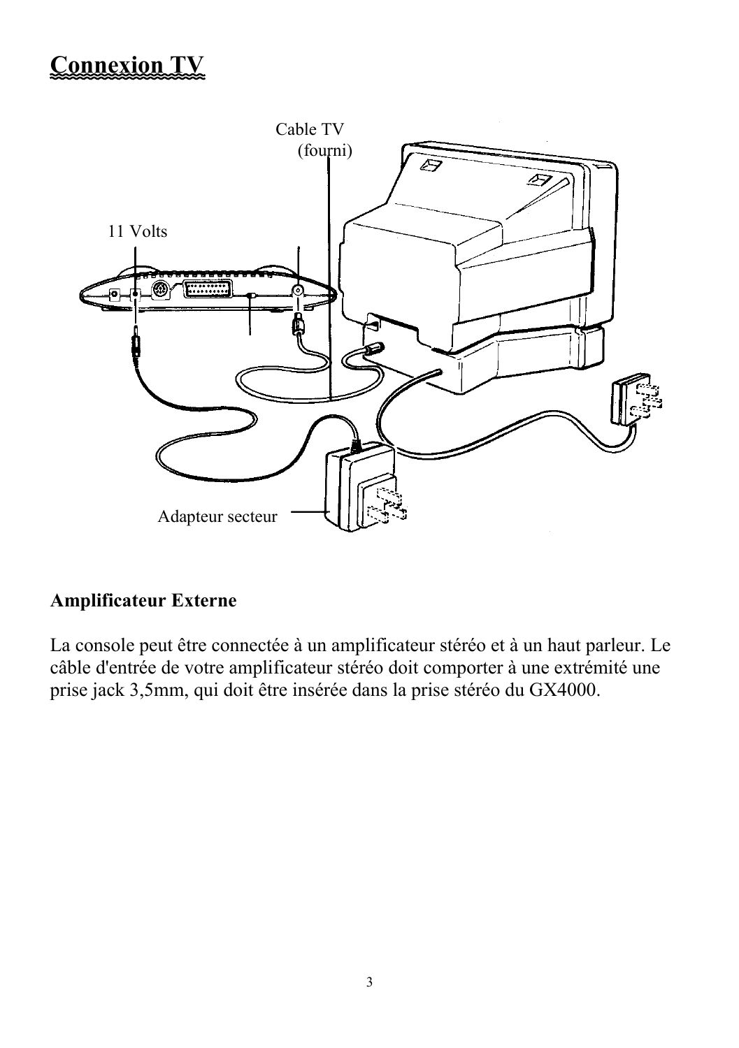# Connexion TV

Cable TV (fourni)

11 Volts

Adapteur secteur

## Amplificateur Externe

La console peut être connectée à un amplificateur stéréo et à un haut parleur. Le câble d'entrée de votre amplificateur stéréo doit comporter à une extrémité une prise jack 3,5mm, qui doit être insérée dans la prise stéréo du GX4000.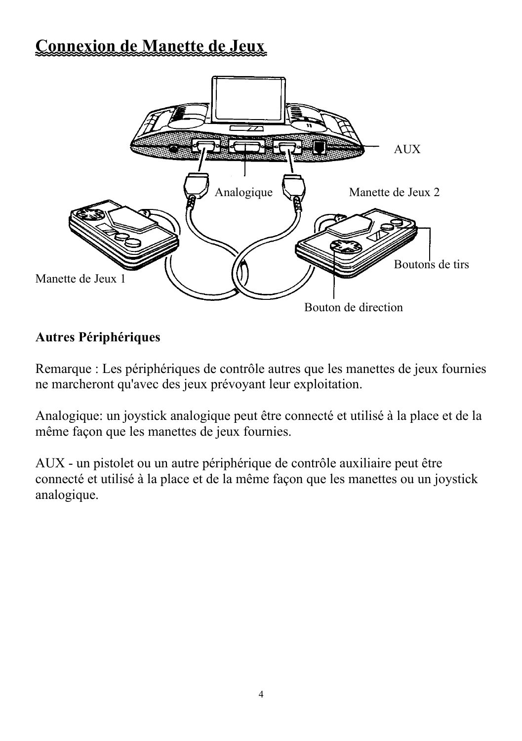# Connexion de Manette de Jeux

AUX

Analogique

Manette de Jeux 2

Boutons de tirs

Manette de Jeux 1

Bouton de direction

**Autres Périphériques**

Remarque : Les périphériques de contrôle autres que les manettes de jeux fournies ne marcheront qu'avec des jeux prévoyant leur exploitation.

Analogique: un joystick analogique peut être connecté et utilisé à la place et de la même façon que les manettes de jeux fournies.

AUX - un pistolet ou un autre périphérique de contrôle auxiliaire peut être connecté et utilisé à la place et de la même façon que les manettes ou un joystick analogique.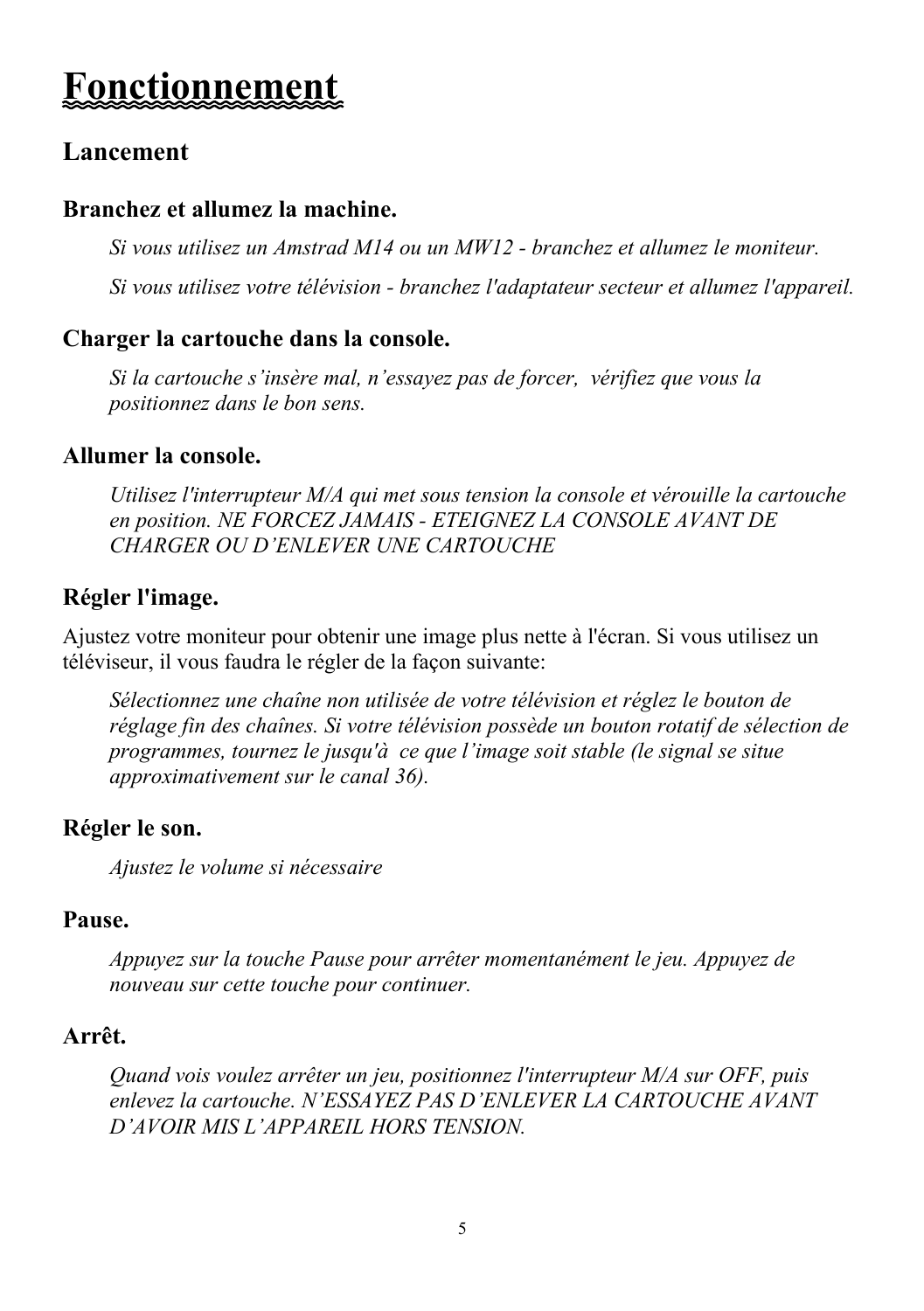# Fonctionnement

## Lancement

### Branchez et allumez la machine.

*Si vous utilisez un Amstrad M14 ou un MW12 - branchez et allumez le moniteur.*

*Si vous utilisez votre télévision - branchez l'adaptateur secteur et allumez l'appareil.*

### Charger la cartouche dans la console.

*Si la cartouche s'insère mal, n'essayez pas de forcer, vérifiez que vous la positionnez dans le bon sens.*

### Allumer la console.

*Utilisez l'interrupteur M/A qui met sous tension la console et vérouille la cartouche en position. NE FORCEZ JAMAIS - ETEIGNEZ LA CONSOLE AVANT DE CHARGER OU D'ENLEVER UNE CARTOUCHE*

### Régler l'image.

Ajustez votre moniteur pour obtenir une image plus nette à l'écran. Si vous utilisez un téléviseur, il vous faudra le régler de la façon suivante:

*Sélectionnez une chaîne non utilisée de votre télévision et réglez le bouton de réglage fin des chaînes. Si votre télévision possède un bouton rotatif de sélection de programmes, tournez le jusqu'à ce que l'image soit stable (le signal se situe approximativement sur le canal 36).*

### Régler le son.

*Ajustez le volume si nécessaire*

### Pause.

*Appuyez sur la touche Pause pour arrêter momentanément le jeu. Appuyez de nouveau sur cette touche pour continuer.*

### Arrêt.

*Quand vois voulez arrêter un jeu, positionnez l'interrupteur M/A sur OFF, puis enlevez la cartouche. N'ESSAYEZ PAS D'ENLEVER LA CARTOUCHE AVANT D'AVOIR MIS L'APPAREIL HORS TENSION.*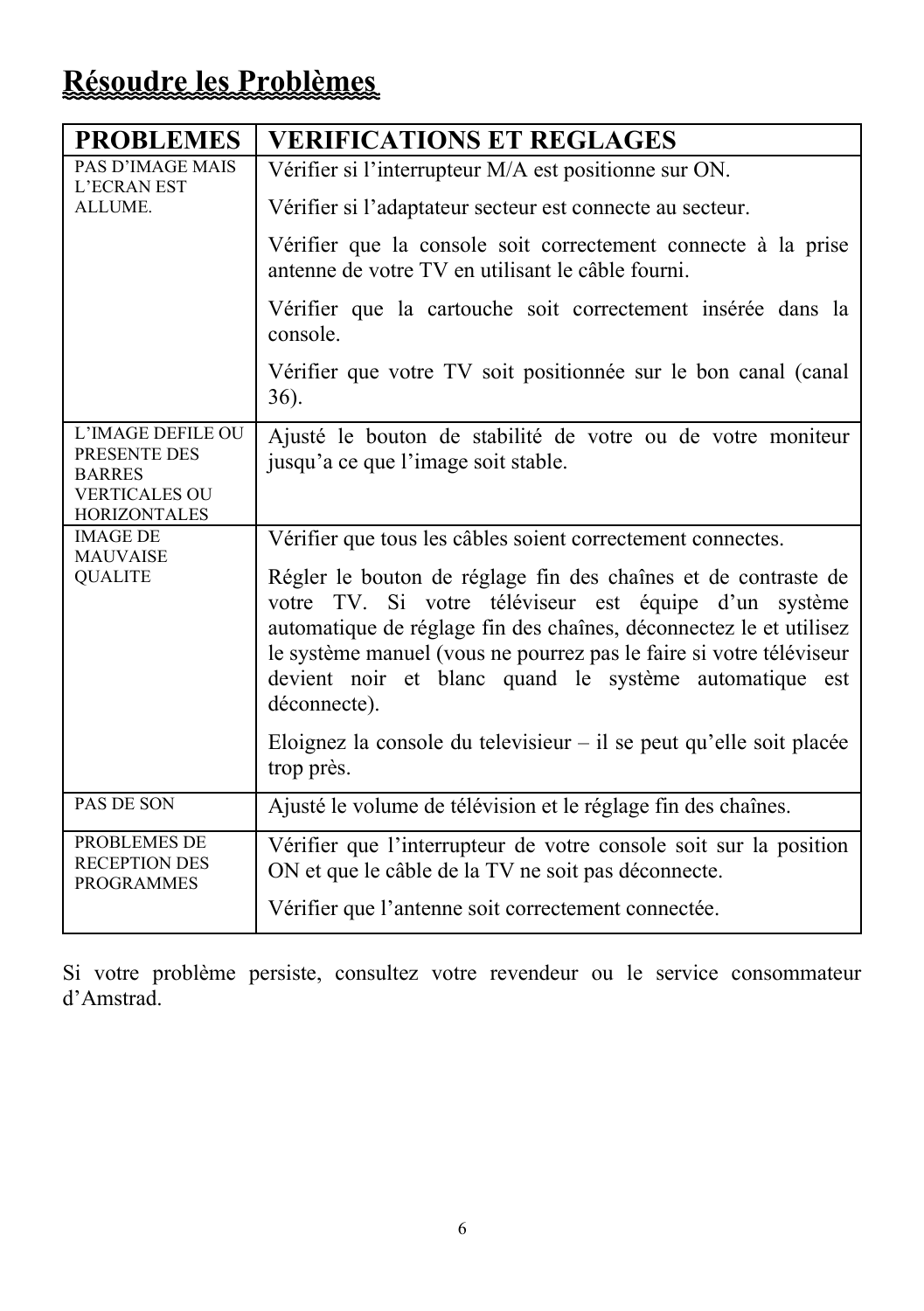# Résoudre les Problèmes

| PROBLEMES | VERIFICATIONS ET REGLAGES |
|---|---|
| PAS D'IMAGE MAIS L'ECRAN EST ALLUME. | Vérifier si l'interrupteur M/A est positionne sur ON.<br><br>Vérifier si l'adaptateur secteur est connecte au secteur.<br><br>Vérifier que la console soit correctement connecte à la prise antenne de votre TV en utilisant le câble fourni.<br><br>Vérifier que la cartouche soit correctement insérée dans la console.<br><br>Vérifier que votre TV soit positionnée sur le bon canal (canal 36). |
| L'IMAGE DEFILE OU PRESENTE DES BARRES VERTICALES OU HORIZONTALES | Ajusté le bouton de stabilité de votre ou de votre moniteur jusqu'a ce que l'image soit stable. |
| IMAGE DE MAUVAISE QUALITE | Vérifier que tous les câbles soient correctement connectes.<br><br>Régler le bouton de réglage fin des chaînes et de contraste de votre TV. Si votre téléviseur est équipe d'un système automatique de réglage fin des chaînes, déconnectez le et utilisez le système manuel (vous ne pourrez pas le faire si votre téléviseur devient noir et blanc quand le système automatique est déconnecte).<br><br>Eloignez la console du televisieur – il se peut qu'elle soit placée trop près. |
| PAS DE SON | Ajusté le volume de télévision et le réglage fin des chaînes. |
| PROBLEMES DE RECEPTION DES PROGRAMMES | Vérifier que l'interrupteur de votre console soit sur la position ON et que le câble de la TV ne soit pas déconnecte.<br><br>Vérifier que l'antenne soit correctement connectée. |

Si votre problème persiste, consultez votre revendeur ou le service consommateur d'Amstrad.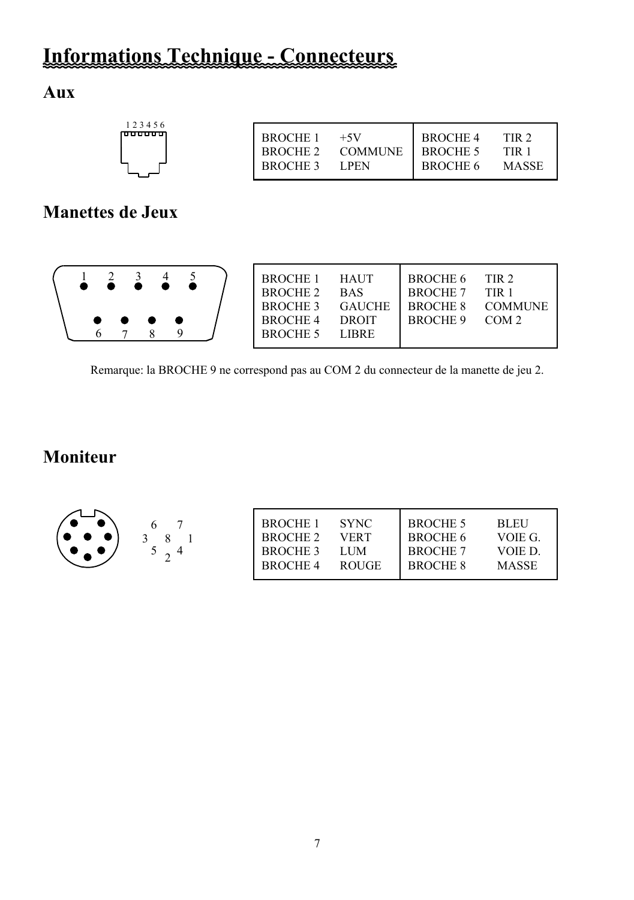# Informations Technique - Connecteurs

## Aux

| BROCHE 1 | +5V | BROCHE 4 | TIR 2 |
|---|---|---|---|
| BROCHE 2 | COMMUNE | BROCHE 5 | TIR 1 |
| BROCHE 3 | LPEN | BROCHE 6 | MASSE |

## Manettes de Jeux

| BROCHE 1 | HAUT | BROCHE 6 | TIR 2 |
|---|---|---|---|
| BROCHE 2 | BAS | BROCHE 7 | TIR 1 |
| BROCHE 3 | GAUCHE | BROCHE 8 | COMMUNE |
| BROCHE 4 | DROIT | BROCHE 9 | COM 2 |
| BROCHE 5 | LIBRE | | |

Remarque: la BROCHE 9 ne correspond pas au COM 2 du connecteur de la manette de jeu 2.

## Moniteur

| BROCHE 1 | SYNC | BROCHE 5 | BLEU |
|---|---|---|---|
| BROCHE 2 | VERT | BROCHE 6 | VOIE G. |
| BROCHE 3 | LUM | BROCHE 7 | VOIE D. |
| BROCHE 4 | ROUGE | BROCHE 8 | MASSE |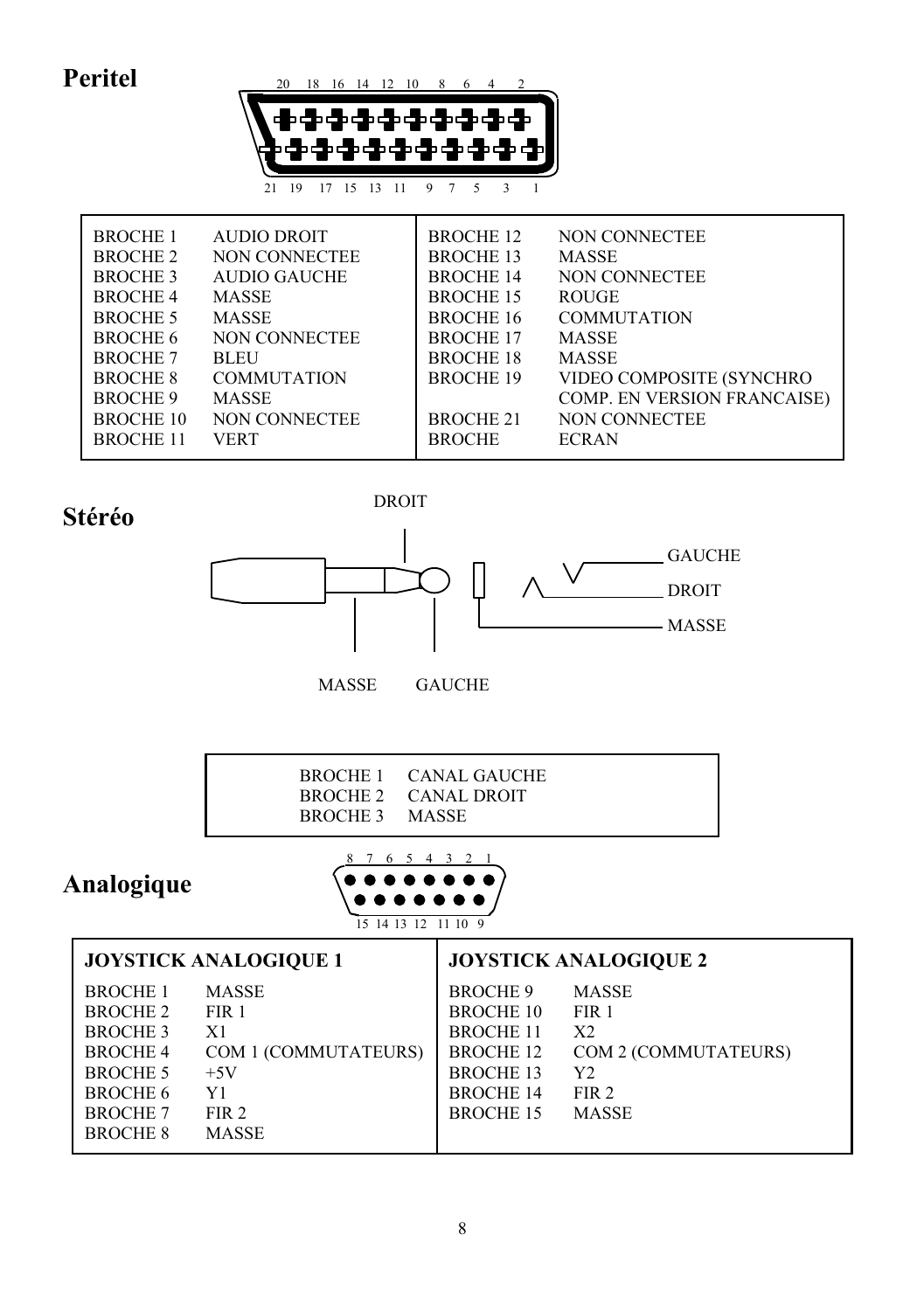## Peritel

20 18 16 14 12 10 8 6 4 2

21 19 17 15 13 11 9 7 5 3 1

| | | | |
|---|---|---|---|
| BROCHE 1 | AUDIO DROIT | BROCHE 12 | NON CONNECTEE |
| BROCHE 2 | NON CONNECTEE | BROCHE 13 | MASSE |
| BROCHE 3 | AUDIO GAUCHE | BROCHE 14 | NON CONNECTEE |
| BROCHE 4 | MASSE | BROCHE 15 | ROUGE |
| BROCHE 5 | MASSE | BROCHE 16 | COMMUTATION |
| BROCHE 6 | NON CONNECTEE | BROCHE 17 | MASSE |
| BROCHE 7 | BLEU | BROCHE 18 | MASSE |
| BROCHE 8 | COMMUTATION | BROCHE 19 | VIDEO COMPOSITE (SYNCHRO COMP. EN VERSION FRANCAISE) |
| BROCHE 9 | MASSE | | |
| BROCHE 10 | NON CONNECTEE | BROCHE 21 | NON CONNECTEE |
| BROCHE 11 | VERT | BROCHE | ECRAN |

## Stéréo

DROIT

GAUCHE

DROIT

MASSE

MASSE GAUCHE

| | |
|---|---|
| BROCHE 1 | CANAL GAUCHE |
| BROCHE 2 | CANAL DROIT |
| BROCHE 3 | MASSE |

## Analogique

8 7 6 5 4 3 2 1

15 14 13 12 11 10 9

| JOYSTICK ANALOGIQUE 1 | | JOYSTICK ANALOGIQUE 2 | |
|---|---|---|---|
| BROCHE 1 | MASSE | BROCHE 9 | MASSE |
| BROCHE 2 | FIR 1 | BROCHE 10 | FIR 1 |
| BROCHE 3 | X1 | BROCHE 11 | X2 |
| BROCHE 4 | COM 1 (COMMUTATEURS) | BROCHE 12 | COM 2 (COMMUTATEURS) |
| BROCHE 5 | +5V | BROCHE 13 | Y2 |
| BROCHE 6 | Y1 | BROCHE 14 | FIR 2 |
| BROCHE 7 | FIR 2 | BROCHE 15 | MASSE |
| BROCHE 8 | MASSE | | |